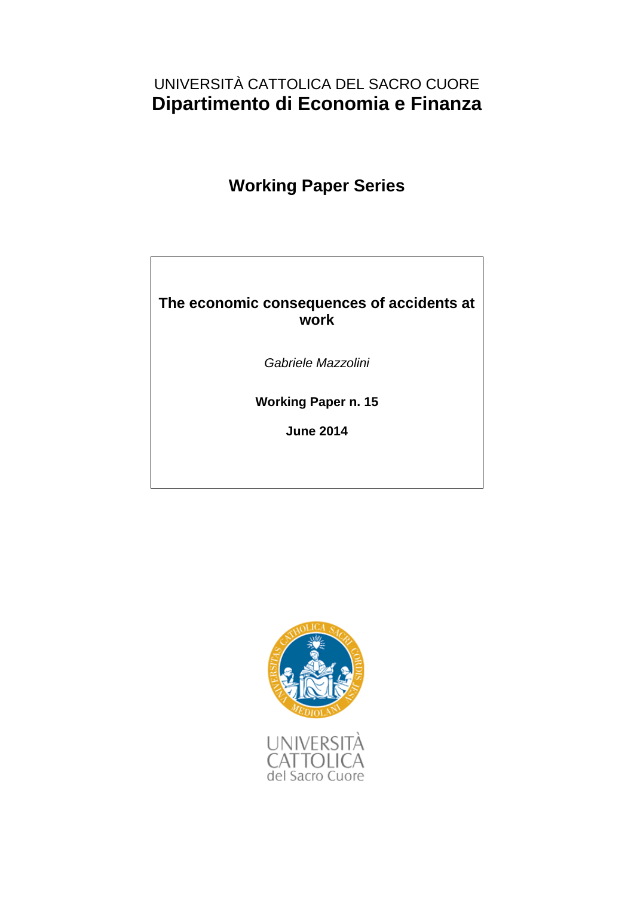UNIVERSITÀ CATTOLICA DEL SACRO CUORE

**Dipartimento di Economia e Finanza**

# Working Paper Series

**The economic consequences of accidents at work**

*Gabriele Mazzolini*

**Working Paper n. 15**

**June 2014**

UNIVERSITÀ CATTOLICA del Sacro Cuore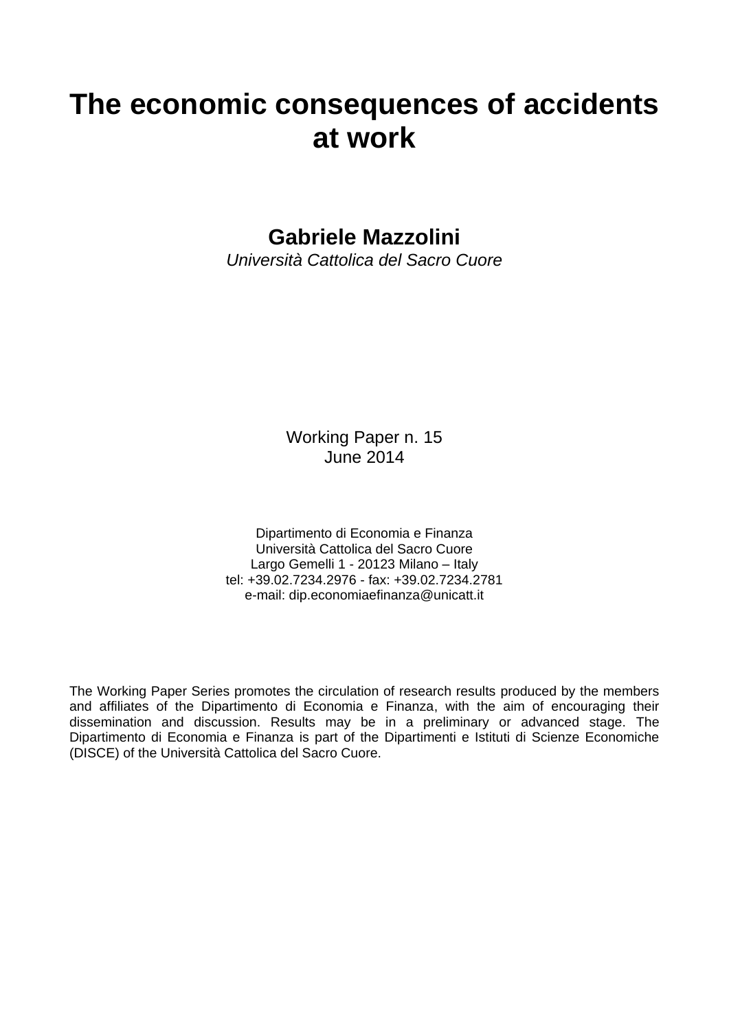# The economic consequences of accidents at work

**Gabriele Mazzolini**

*Università Cattolica del Sacro Cuore*

Working Paper n. 15
June 2014

Dipartimento di Economia e Finanza
Università Cattolica del Sacro Cuore
Largo Gemelli 1 - 20123 Milano – Italy
tel: +39.02.7234.2976 - fax: +39.02.7234.2781
e-mail: dip.economiaefinanza@unicatt.it

The Working Paper Series promotes the circulation of research results produced by the members and affiliates of the Dipartimento di Economia e Finanza, with the aim of encouraging their dissemination and discussion. Results may be in a preliminary or advanced stage. The Dipartimento di Economia e Finanza is part of the Dipartimenti e Istituti di Scienze Economiche (DISCE) of the Università Cattolica del Sacro Cuore.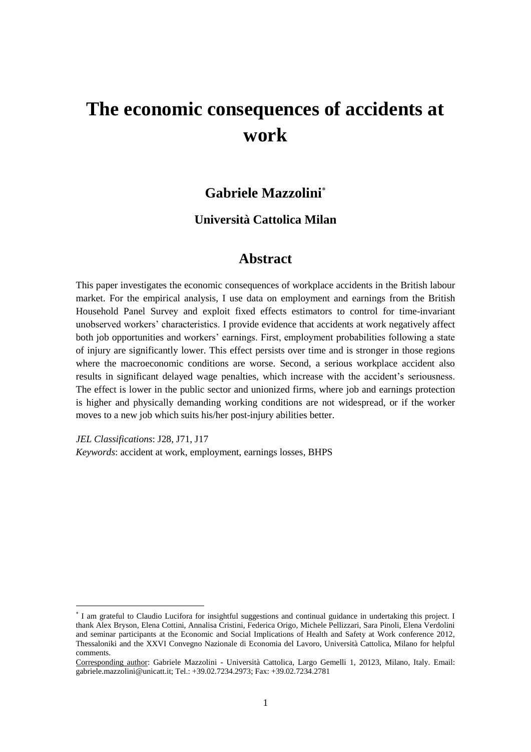# The economic consequences of accidents at work

## Gabriele Mazzolini[*]

### Università Cattolica Milan

## Abstract

This paper investigates the economic consequences of workplace accidents in the British labour market. For the empirical analysis, I use data on employment and earnings from the British Household Panel Survey and exploit fixed effects estimators to control for time-invariant unobserved workers' characteristics. I provide evidence that accidents at work negatively affect both job opportunities and workers' earnings. First, employment probabilities following a state of injury are significantly lower. This effect persists over time and is stronger in those regions where the macroeconomic conditions are worse. Second, a serious workplace accident also results in significant delayed wage penalties, which increase with the accident's seriousness. The effect is lower in the public sector and unionized firms, where job and earnings protection is higher and physically demanding working conditions are not widespread, or if the worker moves to a new job which suits his/her post-injury abilities better.

*JEL Classifications*: J28, J71, J17

*Keywords*: accident at work, employment, earnings losses, BHPS

---

[*] I am grateful to Claudio Lucifora for insightful suggestions and continual guidance in undertaking this project. I thank Alex Bryson, Elena Cottini, Annalisa Cristini, Federica Origo, Michele Pellizzari, Sara Pinoli, Elena Verdolini and seminar participants at the Economic and Social Implications of Health and Safety at Work conference 2012, Thessaloniki and the XXVI Convegno Nazionale di Economia del Lavoro, Università Cattolica, Milano for helpful comments.

Corresponding author: Gabriele Mazzolini - Università Cattolica, Largo Gemelli 1, 20123, Milano, Italy. Email: gabriele.mazzolini@unicatt.it; Tel.: +39.02.7234.2973; Fax: +39.02.7234.2781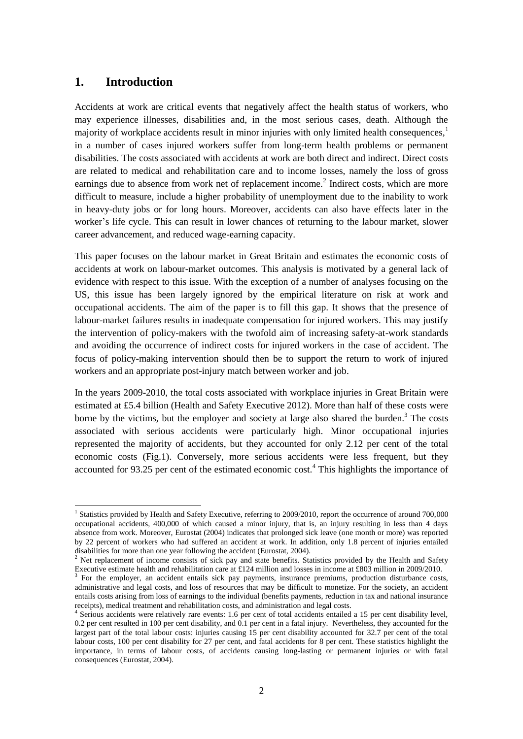## 1. Introduction

Accidents at work are critical events that negatively affect the health status of workers, who may experience illnesses, disabilities and, in the most serious cases, death. Although the majority of workplace accidents result in minor injuries with only limited health consequences,[1] in a number of cases injured workers suffer from long-term health problems or permanent disabilities. The costs associated with accidents at work are both direct and indirect. Direct costs are related to medical and rehabilitation care and to income losses, namely the loss of gross earnings due to absence from work net of replacement income.[2] Indirect costs, which are more difficult to measure, include a higher probability of unemployment due to the inability to work in heavy-duty jobs or for long hours. Moreover, accidents can also have effects later in the worker's life cycle. This can result in lower chances of returning to the labour market, slower career advancement, and reduced wage-earning capacity.

This paper focuses on the labour market in Great Britain and estimates the economic costs of accidents at work on labour-market outcomes. This analysis is motivated by a general lack of evidence with respect to this issue. With the exception of a number of analyses focusing on the US, this issue has been largely ignored by the empirical literature on risk at work and occupational accidents. The aim of the paper is to fill this gap. It shows that the presence of labour-market failures results in inadequate compensation for injured workers. This may justify the intervention of policy-makers with the twofold aim of increasing safety-at-work standards and avoiding the occurrence of indirect costs for injured workers in the case of accident. The focus of policy-making intervention should then be to support the return to work of injured workers and an appropriate post-injury match between worker and job.

In the years 2009-2010, the total costs associated with workplace injuries in Great Britain were estimated at £5.4 billion (Health and Safety Executive 2012). More than half of these costs were borne by the victims, but the employer and society at large also shared the burden.[3] The costs associated with serious accidents were particularly high. Minor occupational injuries represented the majority of accidents, but they accounted for only 2.12 per cent of the total economic costs (Fig.1). Conversely, more serious accidents were less frequent, but they accounted for 93.25 per cent of the estimated economic cost.[4] This highlights the importance of

---

[1] Statistics provided by Health and Safety Executive, referring to 2009/2010, report the occurrence of around 700,000 occupational accidents, 400,000 of which caused a minor injury, that is, an injury resulting in less than 4 days absence from work. Moreover, Eurostat (2004) indicates that prolonged sick leave (one month or more) was reported by 22 percent of workers who had suffered an accident at work. In addition, only 1.8 percent of injuries entailed disabilities for more than one year following the accident (Eurostat, 2004).

[2] Net replacement of income consists of sick pay and state benefits. Statistics provided by the Health and Safety Executive estimate health and rehabilitation care at £124 million and losses in income at £803 million in 2009/2010.

[3] For the employer, an accident entails sick pay payments, insurance premiums, production disturbance costs, administrative and legal costs, and loss of resources that may be difficult to monetize. For the society, an accident entails costs arising from loss of earnings to the individual (benefits payments, reduction in tax and national insurance receipts), medical treatment and rehabilitation costs, and administration and legal costs.

[4] Serious accidents were relatively rare events: 1.6 per cent of total accidents entailed a 15 per cent disability level, 0.2 per cent resulted in 100 per cent disability, and 0.1 per cent in a fatal injury. Nevertheless, they accounted for the largest part of the total labour costs: injuries causing 15 per cent disability accounted for 32.7 per cent of the total labour costs, 100 per cent disability for 27 per cent, and fatal accidents for 8 per cent. These statistics highlight the importance, in terms of labour costs, of accidents causing long-lasting or permanent injuries or with fatal consequences (Eurostat, 2004).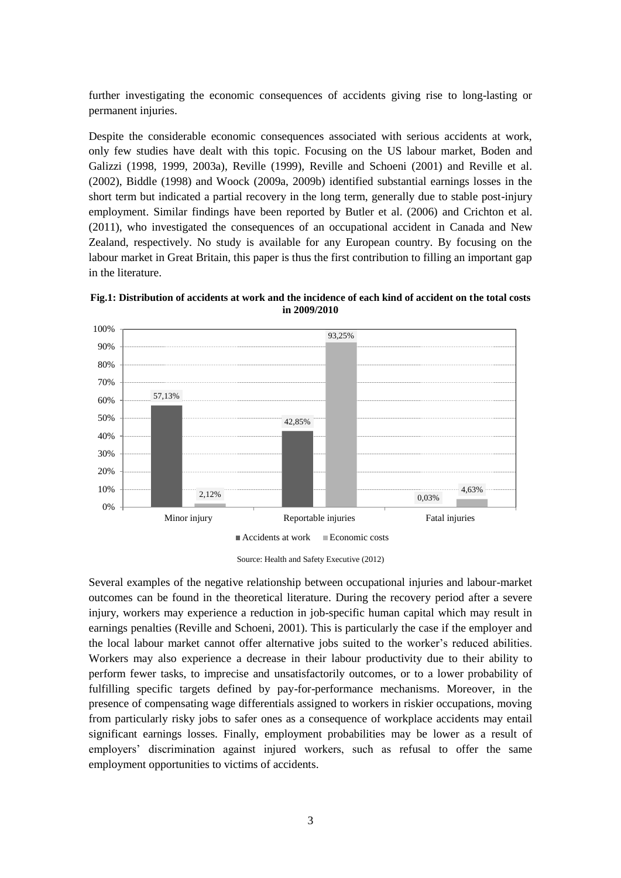further investigating the economic consequences of accidents giving rise to long-lasting or permanent injuries.

Despite the considerable economic consequences associated with serious accidents at work, only few studies have dealt with this topic. Focusing on the US labour market, Boden and Galizzi (1998, 1999, 2003a), Reville (1999), Reville and Schoeni (2001) and Reville et al. (2002), Biddle (1998) and Woock (2009a, 2009b) identified substantial earnings losses in the short term but indicated a partial recovery in the long term, generally due to stable post-injury employment. Similar findings have been reported by Butler et al. (2006) and Crichton et al. (2011), who investigated the consequences of an occupational accident in Canada and New Zealand, respectively. No study is available for any European country. By focusing on the labour market in Great Britain, this paper is thus the first contribution to filling an important gap in the literature.

**Fig.1: Distribution of accidents at work and the incidence of each kind of accident on the total costs in 2009/2010**

| | Minor injury | Reportable injuries | Fatal injuries |
|---|---|---|---|
| Accidents at work | 57,13% | 42,85% | 0,03% |
| Economic costs | 2,12% | 93,25% | 4,63% |

Source: Health and Safety Executive (2012)

Several examples of the negative relationship between occupational injuries and labour-market outcomes can be found in the theoretical literature. During the recovery period after a severe injury, workers may experience a reduction in job-specific human capital which may result in earnings penalties (Reville and Schoeni, 2001). This is particularly the case if the employer and the local labour market cannot offer alternative jobs suited to the worker's reduced abilities. Workers may also experience a decrease in their labour productivity due to their ability to perform fewer tasks, to imprecise and unsatisfactorily outcomes, or to a lower probability of fulfilling specific targets defined by pay-for-performance mechanisms. Moreover, in the presence of compensating wage differentials assigned to workers in riskier occupations, moving from particularly risky jobs to safer ones as a consequence of workplace accidents may entail significant earnings losses. Finally, employment probabilities may be lower as a result of employers' discrimination against injured workers, such as refusal to offer the same employment opportunities to victims of accidents.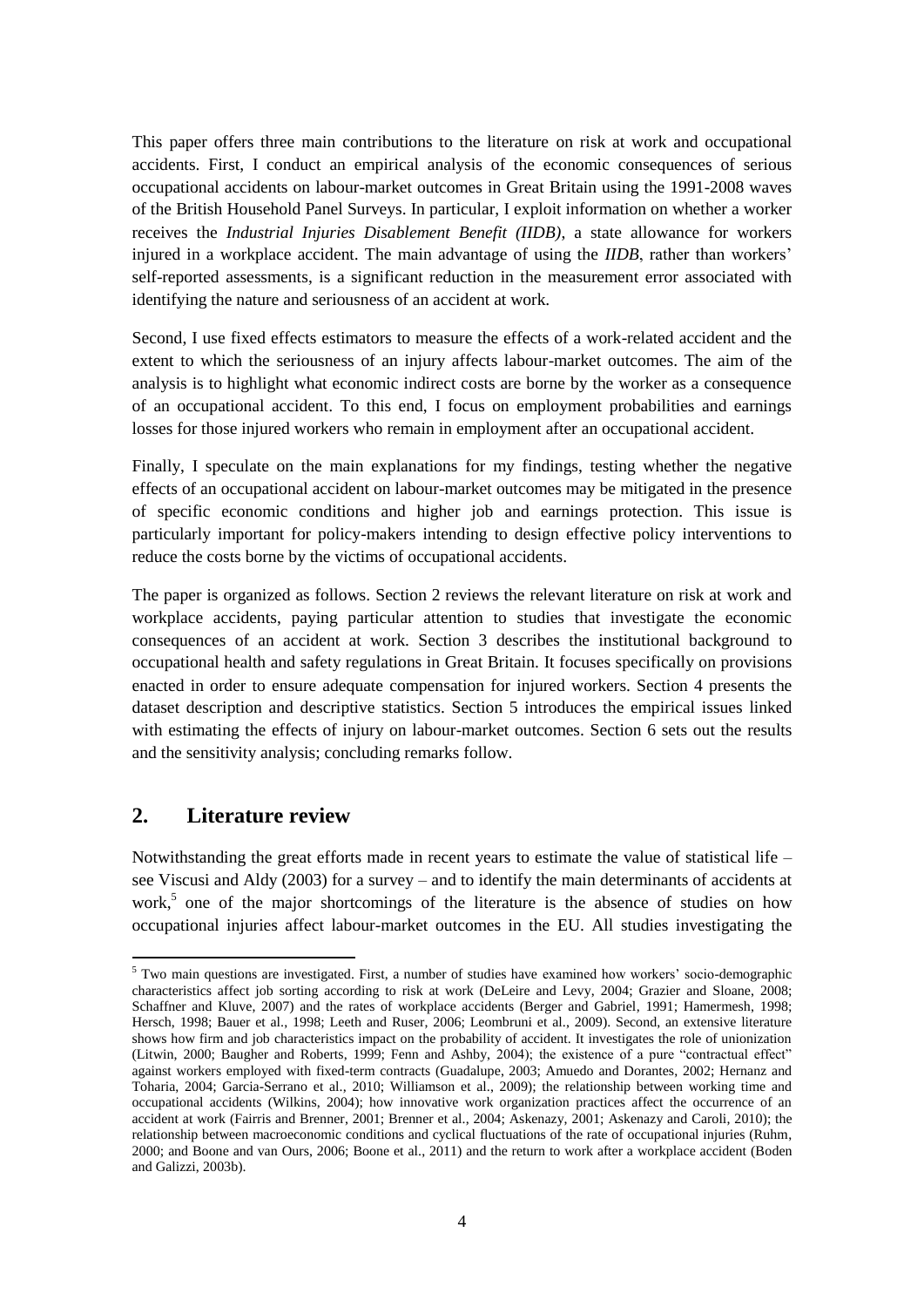This paper offers three main contributions to the literature on risk at work and occupational accidents. First, I conduct an empirical analysis of the economic consequences of serious occupational accidents on labour-market outcomes in Great Britain using the 1991-2008 waves of the British Household Panel Surveys. In particular, I exploit information on whether a worker receives the *Industrial Injuries Disablement Benefit (IIDB)*, a state allowance for workers injured in a workplace accident. The main advantage of using the *IIDB*, rather than workers' self-reported assessments, is a significant reduction in the measurement error associated with identifying the nature and seriousness of an accident at work.

Second, I use fixed effects estimators to measure the effects of a work-related accident and the extent to which the seriousness of an injury affects labour-market outcomes. The aim of the analysis is to highlight what economic indirect costs are borne by the worker as a consequence of an occupational accident. To this end, I focus on employment probabilities and earnings losses for those injured workers who remain in employment after an occupational accident.

Finally, I speculate on the main explanations for my findings, testing whether the negative effects of an occupational accident on labour-market outcomes may be mitigated in the presence of specific economic conditions and higher job and earnings protection. This issue is particularly important for policy-makers intending to design effective policy interventions to reduce the costs borne by the victims of occupational accidents.

The paper is organized as follows. Section 2 reviews the relevant literature on risk at work and workplace accidents, paying particular attention to studies that investigate the economic consequences of an accident at work. Section 3 describes the institutional background to occupational health and safety regulations in Great Britain. It focuses specifically on provisions enacted in order to ensure adequate compensation for injured workers. Section 4 presents the dataset description and descriptive statistics. Section 5 introduces the empirical issues linked with estimating the effects of injury on labour-market outcomes. Section 6 sets out the results and the sensitivity analysis; concluding remarks follow.

## 2. Literature review

Notwithstanding the great efforts made in recent years to estimate the value of statistical life – see Viscusi and Aldy (2003) for a survey – and to identify the main determinants of accidents at work,[5] one of the major shortcomings of the literature is the absence of studies on how occupational injuries affect labour-market outcomes in the EU. All studies investigating the

[5] Two main questions are investigated. First, a number of studies have examined how workers' socio-demographic characteristics affect job sorting according to risk at work (DeLeire and Levy, 2004; Grazier and Sloane, 2008; Schaffner and Kluve, 2007) and the rates of workplace accidents (Berger and Gabriel, 1991; Hamermesh, 1998; Hersch, 1998; Bauer et al., 1998; Leeth and Ruser, 2006; Leombruni et al., 2009). Second, an extensive literature shows how firm and job characteristics impact on the probability of accident. It investigates the role of unionization (Litwin, 2000; Baugher and Roberts, 1999; Fenn and Ashby, 2004); the existence of a pure "contractual effect" against workers employed with fixed-term contracts (Guadalupe, 2003; Amuedo and Dorantes, 2002; Hernanz and Toharia, 2004; Garcia-Serrano et al., 2010; Williamson et al., 2009); the relationship between working time and occupational accidents (Wilkins, 2004); how innovative work organization practices affect the occurrence of an accident at work (Fairris and Brenner, 2001; Brenner et al., 2004; Askenazy, 2001; Askenazy and Caroli, 2010); the relationship between macroeconomic conditions and cyclical fluctuations of the rate of occupational injuries (Ruhm, 2000; and Boone and van Ours, 2006; Boone et al., 2011) and the return to work after a workplace accident (Boden and Galizzi, 2003b).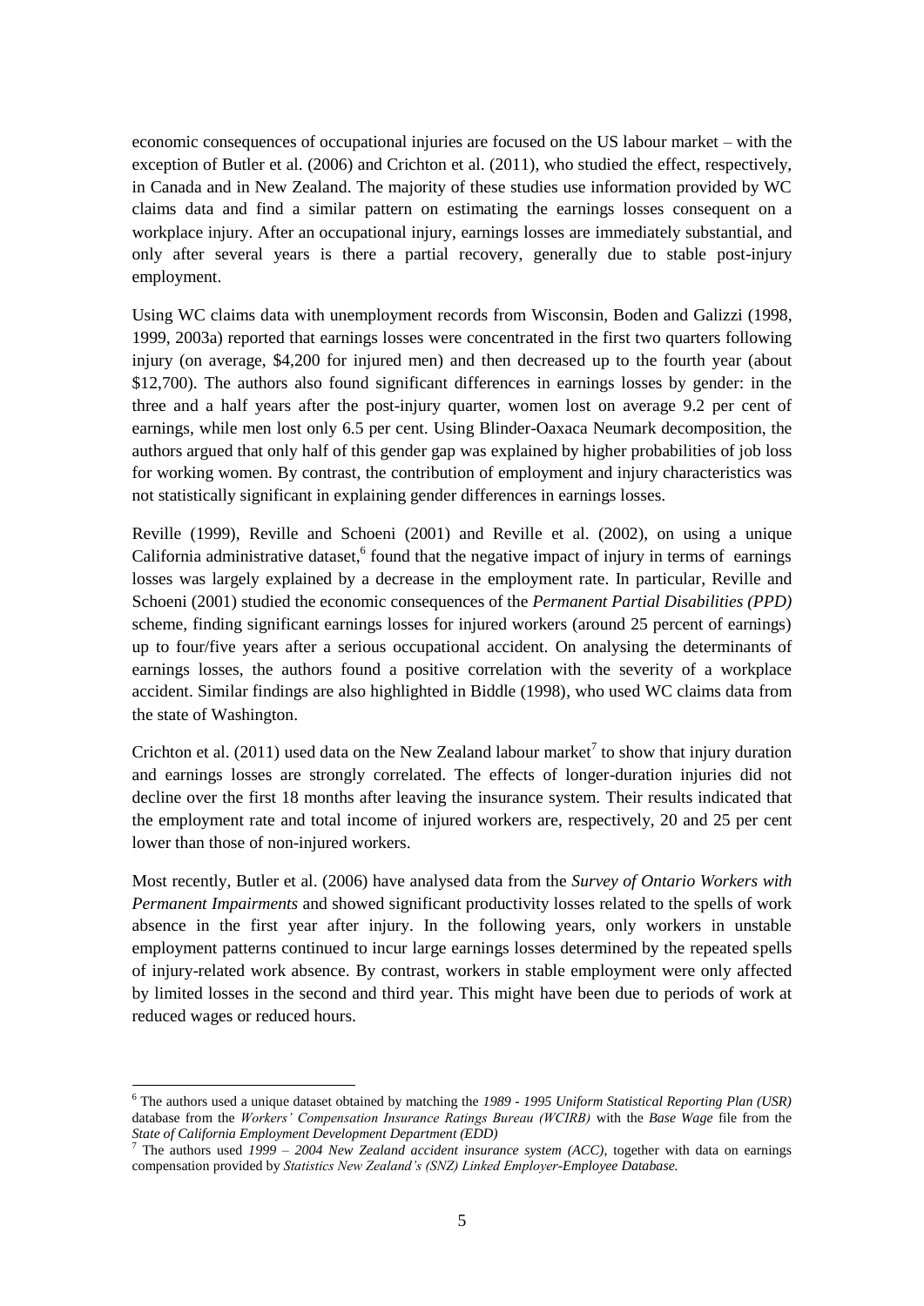economic consequences of occupational injuries are focused on the US labour market – with the exception of Butler et al. (2006) and Crichton et al. (2011), who studied the effect, respectively, in Canada and in New Zealand. The majority of these studies use information provided by WC claims data and find a similar pattern on estimating the earnings losses consequent on a workplace injury. After an occupational injury, earnings losses are immediately substantial, and only after several years is there a partial recovery, generally due to stable post-injury employment.

Using WC claims data with unemployment records from Wisconsin, Boden and Galizzi (1998, 1999, 2003a) reported that earnings losses were concentrated in the first two quarters following injury (on average, $4,200 for injured men) and then decreased up to the fourth year (about $12,700). The authors also found significant differences in earnings losses by gender: in the three and a half years after the post-injury quarter, women lost on average 9.2 per cent of earnings, while men lost only 6.5 per cent. Using Blinder-Oaxaca Neumark decomposition, the authors argued that only half of this gender gap was explained by higher probabilities of job loss for working women. By contrast, the contribution of employment and injury characteristics was not statistically significant in explaining gender differences in earnings losses.

Reville (1999), Reville and Schoeni (2001) and Reville et al. (2002), on using a unique California administrative dataset,[6] found that the negative impact of injury in terms of earnings losses was largely explained by a decrease in the employment rate. In particular, Reville and Schoeni (2001) studied the economic consequences of the *Permanent Partial Disabilities (PPD)* scheme, finding significant earnings losses for injured workers (around 25 percent of earnings) up to four/five years after a serious occupational accident. On analysing the determinants of earnings losses, the authors found a positive correlation with the severity of a workplace accident. Similar findings are also highlighted in Biddle (1998), who used WC claims data from the state of Washington.

Crichton et al. (2011) used data on the New Zealand labour market[7] to show that injury duration and earnings losses are strongly correlated. The effects of longer-duration injuries did not decline over the first 18 months after leaving the insurance system. Their results indicated that the employment rate and total income of injured workers are, respectively, 20 and 25 per cent lower than those of non-injured workers.

Most recently, Butler et al. (2006) have analysed data from the *Survey of Ontario Workers with Permanent Impairments* and showed significant productivity losses related to the spells of work absence in the first year after injury. In the following years, only workers in unstable employment patterns continued to incur large earnings losses determined by the repeated spells of injury-related work absence. By contrast, workers in stable employment were only affected by limited losses in the second and third year. This might have been due to periods of work at reduced wages or reduced hours.

---

[6] The authors used a unique dataset obtained by matching the *1989 - 1995 Uniform Statistical Reporting Plan (USR)* database from the *Workers' Compensation Insurance Ratings Bureau (WCIRB)* with the *Base Wage* file from the *State of California Employment Development Department (EDD)*

[7] The authors used *1999 – 2004 New Zealand accident insurance system (ACC)*, together with data on earnings compensation provided by *Statistics New Zealand's (SNZ) Linked Employer-Employee Database.*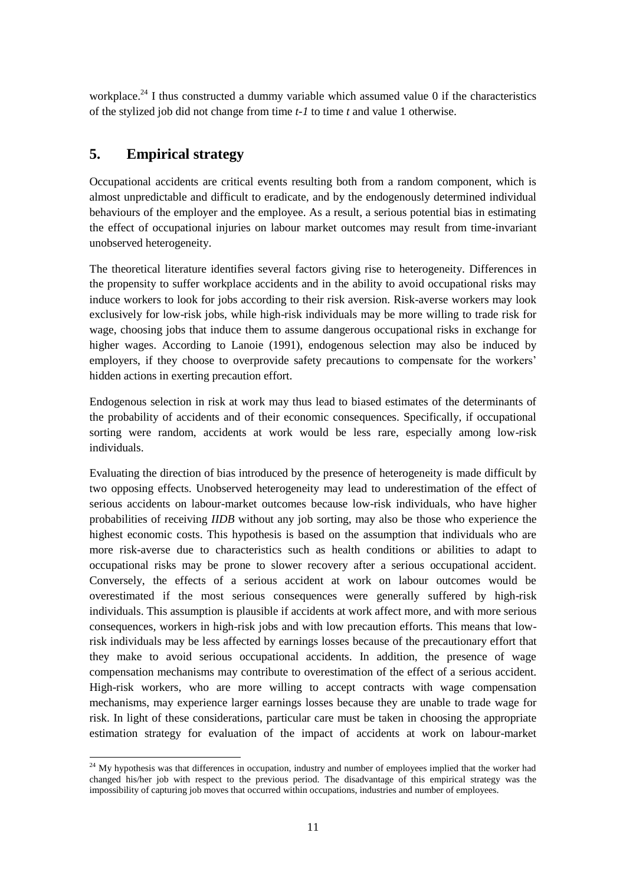workplace.[24] I thus constructed a dummy variable which assumed value 0 if the characteristics of the stylized job did not change from time *t-1* to time *t* and value 1 otherwise.

## 5. Empirical strategy

Occupational accidents are critical events resulting both from a random component, which is almost unpredictable and difficult to eradicate, and by the endogenously determined individual behaviours of the employer and the employee. As a result, a serious potential bias in estimating the effect of occupational injuries on labour market outcomes may result from time-invariant unobserved heterogeneity.

The theoretical literature identifies several factors giving rise to heterogeneity. Differences in the propensity to suffer workplace accidents and in the ability to avoid occupational risks may induce workers to look for jobs according to their risk aversion. Risk-averse workers may look exclusively for low-risk jobs, while high-risk individuals may be more willing to trade risk for wage, choosing jobs that induce them to assume dangerous occupational risks in exchange for higher wages. According to Lanoie (1991), endogenous selection may also be induced by employers, if they choose to overprovide safety precautions to compensate for the workers' hidden actions in exerting precaution effort.

Endogenous selection in risk at work may thus lead to biased estimates of the determinants of the probability of accidents and of their economic consequences. Specifically, if occupational sorting were random, accidents at work would be less rare, especially among low-risk individuals.

Evaluating the direction of bias introduced by the presence of heterogeneity is made difficult by two opposing effects. Unobserved heterogeneity may lead to underestimation of the effect of serious accidents on labour-market outcomes because low-risk individuals, who have higher probabilities of receiving *IIDB* without any job sorting, may also be those who experience the highest economic costs. This hypothesis is based on the assumption that individuals who are more risk-averse due to characteristics such as health conditions or abilities to adapt to occupational risks may be prone to slower recovery after a serious occupational accident. Conversely, the effects of a serious accident at work on labour outcomes would be overestimated if the most serious consequences were generally suffered by high-risk individuals. This assumption is plausible if accidents at work affect more, and with more serious consequences, workers in high-risk jobs and with low precaution efforts. This means that low-risk individuals may be less affected by earnings losses because of the precautionary effort that they make to avoid serious occupational accidents. In addition, the presence of wage compensation mechanisms may contribute to overestimation of the effect of a serious accident. High-risk workers, who are more willing to accept contracts with wage compensation mechanisms, may experience larger earnings losses because they are unable to trade wage for risk. In light of these considerations, particular care must be taken in choosing the appropriate estimation strategy for evaluation of the impact of accidents at work on labour-market

[24] My hypothesis was that differences in occupation, industry and number of employees implied that the worker had changed his/her job with respect to the previous period. The disadvantage of this empirical strategy was the impossibility of capturing job moves that occurred within occupations, industries and number of employees.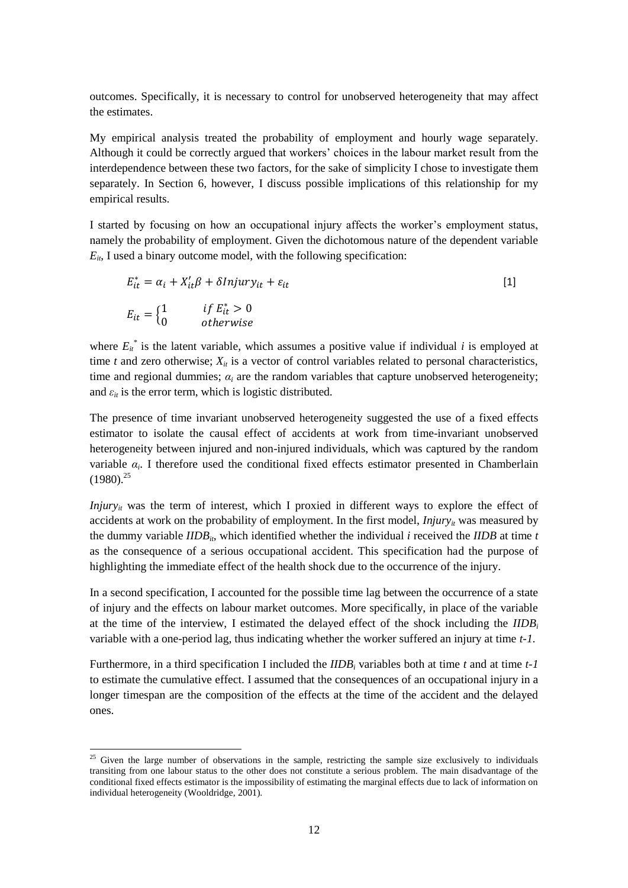outcomes. Specifically, it is necessary to control for unobserved heterogeneity that may affect the estimates.

My empirical analysis treated the probability of employment and hourly wage separately. Although it could be correctly argued that workers' choices in the labour market result from the interdependence between these two factors, for the sake of simplicity I chose to investigate them separately. In Section 6, however, I discuss possible implications of this relationship for my empirical results.

I started by focusing on how an occupational injury affects the worker's employment status, namely the probability of employment. Given the dichotomous nature of the dependent variable $E_{it}$, I used a binary outcome model, with the following specification:

$$E_{it}^{*} = \alpha_i + X_{it}'\beta + \delta Injury_{it} + \varepsilon_{it} \qquad [1]$$

$$E_{it} = \begin{cases} 1 & if\ E_{it}^{*} > 0 \\ 0 & otherwise \end{cases}$$

where $E_{it}^{*}$ is the latent variable, which assumes a positive value if individual $i$ is employed at time $t$ and zero otherwise; $X_{it}$ is a vector of control variables related to personal characteristics, time and regional dummies; $\alpha_i$ are the random variables that capture unobserved heterogeneity; and $\varepsilon_{it}$ is the error term, which is logistic distributed.

The presence of time invariant unobserved heterogeneity suggested the use of a fixed effects estimator to isolate the causal effect of accidents at work from time-invariant unobserved heterogeneity between injured and non-injured individuals, which was captured by the random variable $\alpha_i$. I therefore used the conditional fixed effects estimator presented in Chamberlain (1980).[25]

$Injury_{it}$ was the term of interest, which I proxied in different ways to explore the effect of accidents at work on the probability of employment. In the first model, $Injury_{it}$ was measured by the dummy variable $IIDB_{it}$, which identified whether the individual $i$ received the *IIDB* at time $t$ as the consequence of a serious occupational accident. This specification had the purpose of highlighting the immediate effect of the health shock due to the occurrence of the injury.

In a second specification, I accounted for the possible time lag between the occurrence of a state of injury and the effects on labour market outcomes. More specifically, in place of the variable at the time of the interview, I estimated the delayed effect of the shock including the $IIDB_i$ variable with a one-period lag, thus indicating whether the worker suffered an injury at time $t$-$1$.

Furthermore, in a third specification I included the $IIDB_i$ variables both at time $t$ and at time $t$-$1$ to estimate the cumulative effect. I assumed that the consequences of an occupational injury in a longer timespan are the composition of the effects at the time of the accident and the delayed ones.

[25] Given the large number of observations in the sample, restricting the sample size exclusively to individuals transiting from one labour status to the other does not constitute a serious problem. The main disadvantage of the conditional fixed effects estimator is the impossibility of estimating the marginal effects due to lack of information on individual heterogeneity (Wooldridge, 2001).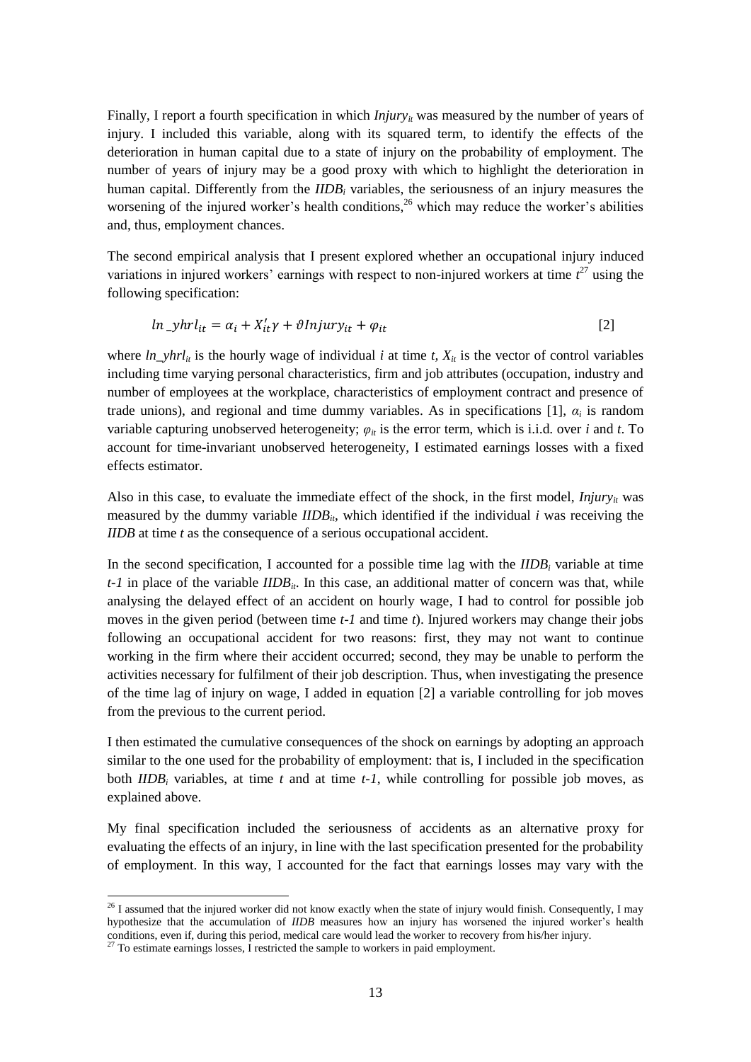Finally, I report a fourth specification in which $Injury_{it}$ was measured by the number of years of injury. I included this variable, along with its squared term, to identify the effects of the deterioration in human capital due to a state of injury on the probability of employment. The number of years of injury may be a good proxy with which to highlight the deterioration in human capital. Differently from the $IIDB_i$ variables, the seriousness of an injury measures the worsening of the injured worker's health conditions,[26] which may reduce the worker's abilities and, thus, employment chances.

The second empirical analysis that I present explored whether an occupational injury induced variations in injured workers' earnings with respect to non-injured workers at time $t$[27] using the following specification:

$$ln\_yhrl_{it} = \alpha_i + X_{it}'\gamma + \vartheta Injury_{it} + \varphi_{it} \qquad [2]$$

where $ln\_yhrl_{it}$ is the hourly wage of individual $i$ at time $t$, $X_{it}$ is the vector of control variables including time varying personal characteristics, firm and job attributes (occupation, industry and number of employees at the workplace, characteristics of employment contract and presence of trade unions), and regional and time dummy variables. As in specifications [1], $\alpha_i$ is random variable capturing unobserved heterogeneity; $\varphi_{it}$ is the error term, which is i.i.d. over $i$ and $t$. To account for time-invariant unobserved heterogeneity, I estimated earnings losses with a fixed effects estimator.

Also in this case, to evaluate the immediate effect of the shock, in the first model, $Injury_{it}$ was measured by the dummy variable $IIDB_{it}$, which identified if the individual $i$ was receiving the *IIDB* at time $t$ as the consequence of a serious occupational accident.

In the second specification, I accounted for a possible time lag with the $IIDB_i$ variable at time $t-1$ in place of the variable $IIDB_{it}$. In this case, an additional matter of concern was that, while analysing the delayed effect of an accident on hourly wage, I had to control for possible job moves in the given period (between time $t-1$ and time $t$). Injured workers may change their jobs following an occupational accident for two reasons: first, they may not want to continue working in the firm where their accident occurred; second, they may be unable to perform the activities necessary for fulfilment of their job description. Thus, when investigating the presence of the time lag of injury on wage, I added in equation [2] a variable controlling for job moves from the previous to the current period.

I then estimated the cumulative consequences of the shock on earnings by adopting an approach similar to the one used for the probability of employment: that is, I included in the specification both $IIDB_i$ variables, at time $t$ and at time $t-1$, while controlling for possible job moves, as explained above.

My final specification included the seriousness of accidents as an alternative proxy for evaluating the effects of an injury, in line with the last specification presented for the probability of employment. In this way, I accounted for the fact that earnings losses may vary with the

---

[26] I assumed that the injured worker did not know exactly when the state of injury would finish. Consequently, I may hypothesize that the accumulation of *IIDB* measures how an injury has worsened the injured worker's health conditions, even if, during this period, medical care would lead the worker to recovery from his/her injury.

[27] To estimate earnings losses, I restricted the sample to workers in paid employment.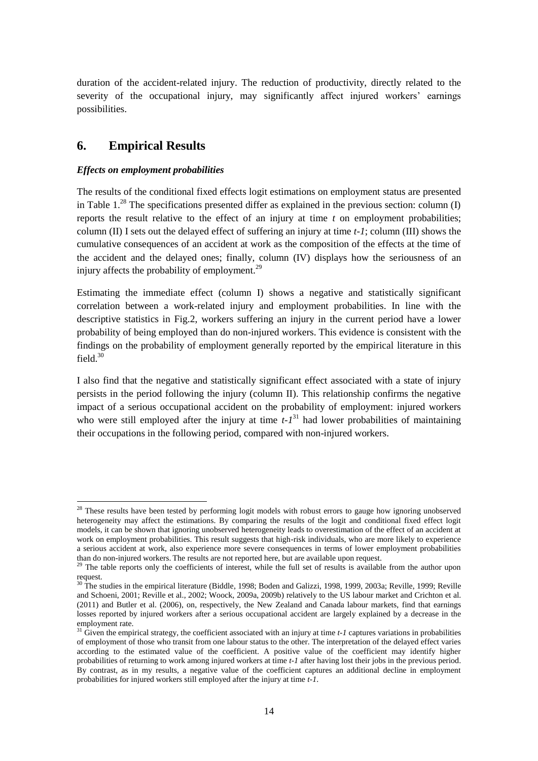duration of the accident-related injury. The reduction of productivity, directly related to the severity of the occupational injury, may significantly affect injured workers' earnings possibilities.

## 6. Empirical Results

### *Effects on employment probabilities*

The results of the conditional fixed effects logit estimations on employment status are presented in Table 1.[28] The specifications presented differ as explained in the previous section: column (I) reports the result relative to the effect of an injury at time *t* on employment probabilities; column (II) I sets out the delayed effect of suffering an injury at time *t-1*; column (III) shows the cumulative consequences of an accident at work as the composition of the effects at the time of the accident and the delayed ones; finally, column (IV) displays how the seriousness of an injury affects the probability of employment.[29]

Estimating the immediate effect (column I) shows a negative and statistically significant correlation between a work-related injury and employment probabilities. In line with the descriptive statistics in Fig.2, workers suffering an injury in the current period have a lower probability of being employed than do non-injured workers. This evidence is consistent with the findings on the probability of employment generally reported by the empirical literature in this field.[30]

I also find that the negative and statistically significant effect associated with a state of injury persists in the period following the injury (column II). This relationship confirms the negative impact of a serious occupational accident on the probability of employment: injured workers who were still employed after the injury at time *t-1*[31] had lower probabilities of maintaining their occupations in the following period, compared with non-injured workers.

---

[28] These results have been tested by performing logit models with robust errors to gauge how ignoring unobserved heterogeneity may affect the estimations. By comparing the results of the logit and conditional fixed effect logit models, it can be shown that ignoring unobserved heterogeneity leads to overestimation of the effect of an accident at work on employment probabilities. This result suggests that high-risk individuals, who are more likely to experience a serious accident at work, also experience more severe consequences in terms of lower employment probabilities than do non-injured workers. The results are not reported here, but are available upon request.

[29] The table reports only the coefficients of interest, while the full set of results is available from the author upon request.

[30] The studies in the empirical literature (Biddle, 1998; Boden and Galizzi, 1998, 1999, 2003a; Reville, 1999; Reville and Schoeni, 2001; Reville et al., 2002; Woock, 2009a, 2009b) relatively to the US labour market and Crichton et al. (2011) and Butler et al. (2006), on, respectively, the New Zealand and Canada labour markets, find that earnings losses reported by injured workers after a serious occupational accident are largely explained by a decrease in the employment rate.

[31] Given the empirical strategy, the coefficient associated with an injury at time *t-1* captures variations in probabilities of employment of those who transit from one labour status to the other. The interpretation of the delayed effect varies according to the estimated value of the coefficient. A positive value of the coefficient may identify higher probabilities of returning to work among injured workers at time *t-1* after having lost their jobs in the previous period. By contrast, as in my results, a negative value of the coefficient captures an additional decline in employment probabilities for injured workers still employed after the injury at time *t-1*.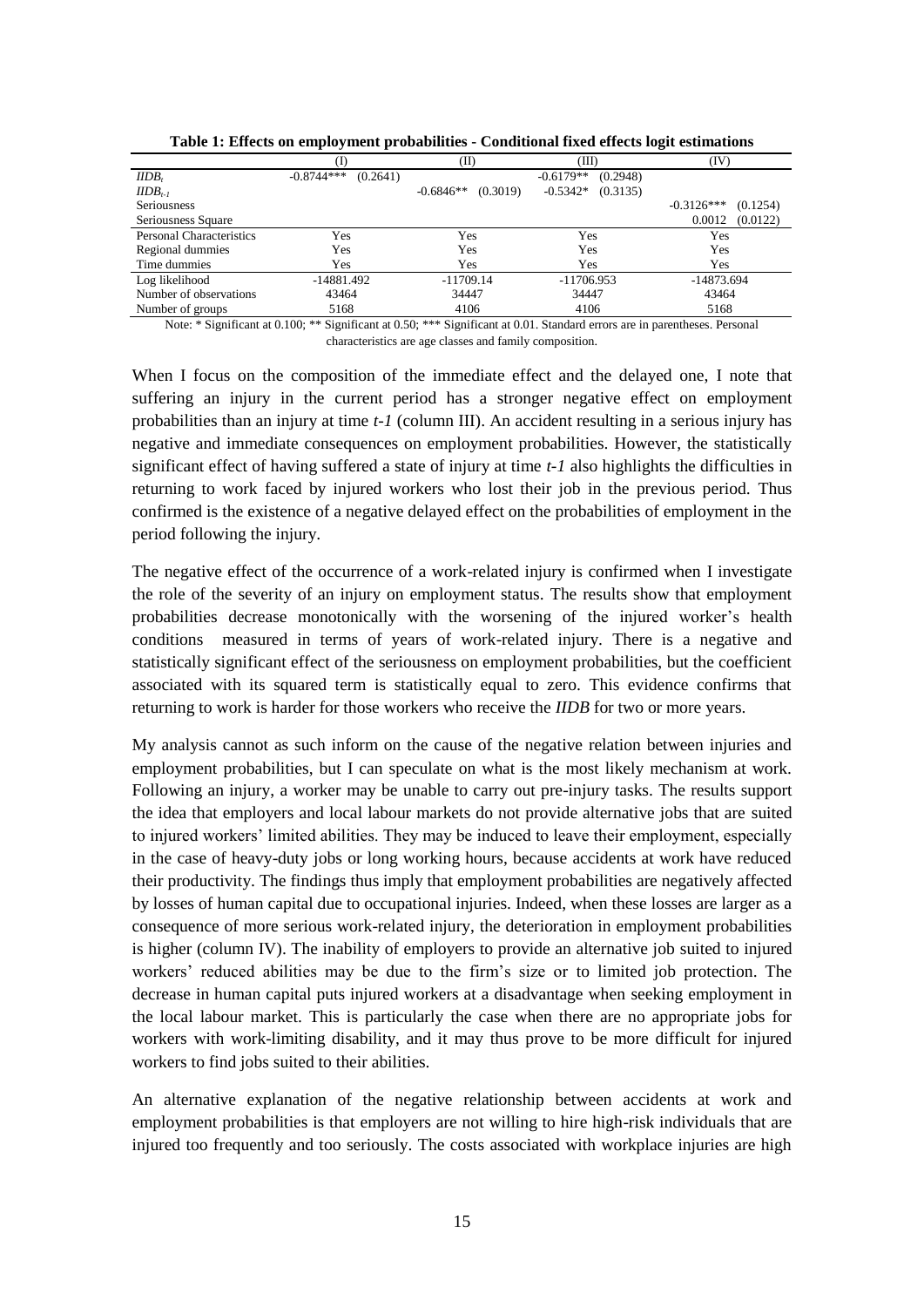**Table 1: Effects on employment probabilities - Conditional fixed effects logit estimations**

| | (I) | | (II) | | (III) | | (IV) | |
|---|---|---|---|---|---|---|---|---|
| $IIDB_t$ | -0.8744*** | (0.2641) | | | -0.6179** | (0.2948) | | |
| $IIDB_{t-1}$ | | | -0.6846** | (0.3019) | -0.5342* | (0.3135) | | |
| Seriousness | | | | | | | -0.3126*** | (0.1254) |
| Seriousness Square | | | | | | | 0.0012 | (0.0122) |
| Personal Characteristics | Yes | | Yes | | Yes | | Yes | |
| Regional dummies | Yes | | Yes | | Yes | | Yes | |
| Time dummies | Yes | | Yes | | Yes | | Yes | |
| Log likelihood | -14881.492 | | -11709.14 | | -11706.953 | | -14873.694 | |
| Number of observations | 43464 | | 34447 | | 34447 | | 43464 | |
| Number of groups | 5168 | | 4106 | | 4106 | | 5168 | |

Note: * Significant at 0.100; ** Significant at 0.50; *** Significant at 0.01. Standard errors are in parentheses. Personal characteristics are age classes and family composition.

When I focus on the composition of the immediate effect and the delayed one, I note that suffering an injury in the current period has a stronger negative effect on employment probabilities than an injury at time *t-1* (column III). An accident resulting in a serious injury has negative and immediate consequences on employment probabilities. However, the statistically significant effect of having suffered a state of injury at time *t-1* also highlights the difficulties in returning to work faced by injured workers who lost their job in the previous period. Thus confirmed is the existence of a negative delayed effect on the probabilities of employment in the period following the injury.

The negative effect of the occurrence of a work-related injury is confirmed when I investigate the role of the severity of an injury on employment status. The results show that employment probabilities decrease monotonically with the worsening of the injured worker's health conditions measured in terms of years of work-related injury. There is a negative and statistically significant effect of the seriousness on employment probabilities, but the coefficient associated with its squared term is statistically equal to zero. This evidence confirms that returning to work is harder for those workers who receive the *IIDB* for two or more years.

My analysis cannot as such inform on the cause of the negative relation between injuries and employment probabilities, but I can speculate on what is the most likely mechanism at work. Following an injury, a worker may be unable to carry out pre-injury tasks. The results support the idea that employers and local labour markets do not provide alternative jobs that are suited to injured workers' limited abilities. They may be induced to leave their employment, especially in the case of heavy-duty jobs or long working hours, because accidents at work have reduced their productivity. The findings thus imply that employment probabilities are negatively affected by losses of human capital due to occupational injuries. Indeed, when these losses are larger as a consequence of more serious work-related injury, the deterioration in employment probabilities is higher (column IV). The inability of employers to provide an alternative job suited to injured workers' reduced abilities may be due to the firm's size or to limited job protection. The decrease in human capital puts injured workers at a disadvantage when seeking employment in the local labour market. This is particularly the case when there are no appropriate jobs for workers with work-limiting disability, and it may thus prove to be more difficult for injured workers to find jobs suited to their abilities.

An alternative explanation of the negative relationship between accidents at work and employment probabilities is that employers are not willing to hire high-risk individuals that are injured too frequently and too seriously. The costs associated with workplace injuries are high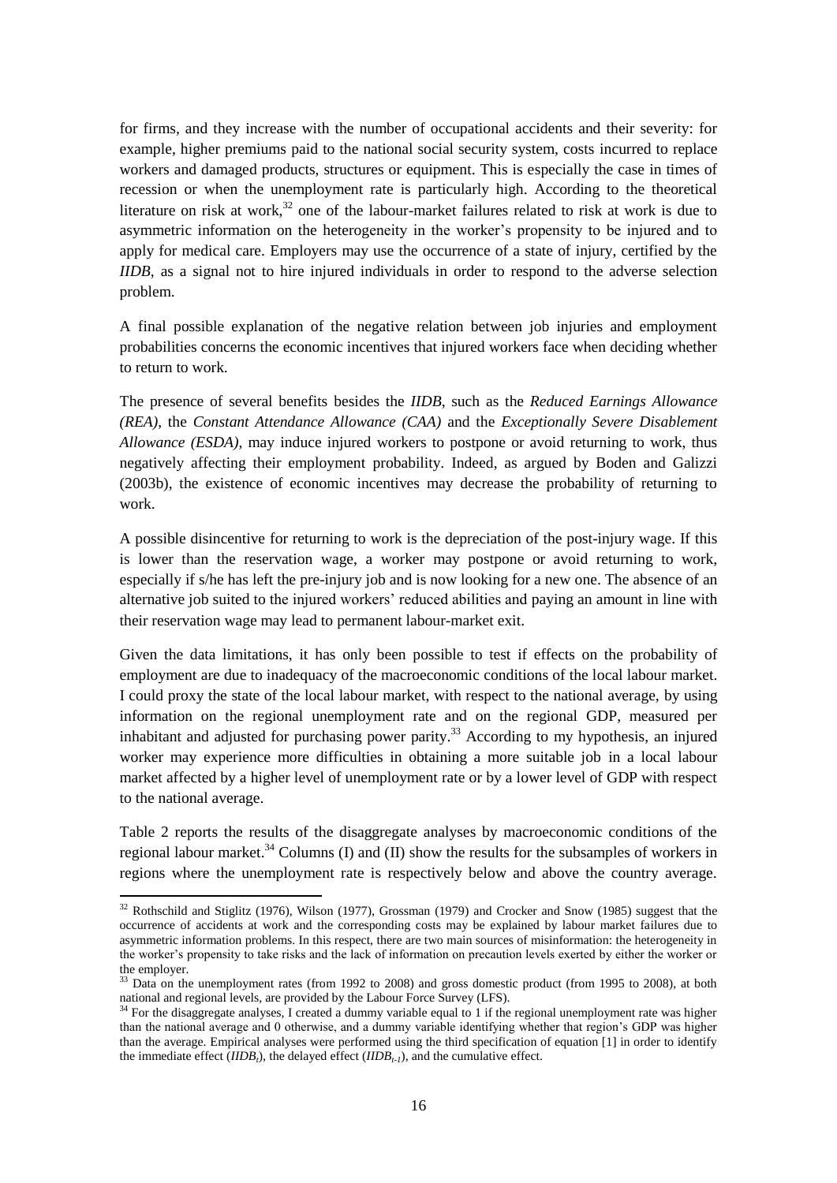for firms, and they increase with the number of occupational accidents and their severity: for example, higher premiums paid to the national social security system, costs incurred to replace workers and damaged products, structures or equipment. This is especially the case in times of recession or when the unemployment rate is particularly high. According to the theoretical literature on risk at work,[32] one of the labour-market failures related to risk at work is due to asymmetric information on the heterogeneity in the worker's propensity to be injured and to apply for medical care. Employers may use the occurrence of a state of injury, certified by the *IIDB*, as a signal not to hire injured individuals in order to respond to the adverse selection problem.

A final possible explanation of the negative relation between job injuries and employment probabilities concerns the economic incentives that injured workers face when deciding whether to return to work.

The presence of several benefits besides the *IIDB*, such as the *Reduced Earnings Allowance (REA)*, the *Constant Attendance Allowance (CAA)* and the *Exceptionally Severe Disablement Allowance (ESDA)*, may induce injured workers to postpone or avoid returning to work, thus negatively affecting their employment probability. Indeed, as argued by Boden and Galizzi (2003b), the existence of economic incentives may decrease the probability of returning to work.

A possible disincentive for returning to work is the depreciation of the post-injury wage. If this is lower than the reservation wage, a worker may postpone or avoid returning to work, especially if s/he has left the pre-injury job and is now looking for a new one. The absence of an alternative job suited to the injured workers' reduced abilities and paying an amount in line with their reservation wage may lead to permanent labour-market exit.

Given the data limitations, it has only been possible to test if effects on the probability of employment are due to inadequacy of the macroeconomic conditions of the local labour market. I could proxy the state of the local labour market, with respect to the national average, by using information on the regional unemployment rate and on the regional GDP, measured per inhabitant and adjusted for purchasing power parity.[33] According to my hypothesis, an injured worker may experience more difficulties in obtaining a more suitable job in a local labour market affected by a higher level of unemployment rate or by a lower level of GDP with respect to the national average.

Table 2 reports the results of the disaggregate analyses by macroeconomic conditions of the regional labour market.[34] Columns (I) and (II) show the results for the subsamples of workers in regions where the unemployment rate is respectively below and above the country average.

---

[32] Rothschild and Stiglitz (1976), Wilson (1977), Grossman (1979) and Crocker and Snow (1985) suggest that the occurrence of accidents at work and the corresponding costs may be explained by labour market failures due to asymmetric information problems. In this respect, there are two main sources of misinformation: the heterogeneity in the worker's propensity to take risks and the lack of information on precaution levels exerted by either the worker or the employer.

[33] Data on the unemployment rates (from 1992 to 2008) and gross domestic product (from 1995 to 2008), at both national and regional levels, are provided by the Labour Force Survey (LFS).

[34] For the disaggregate analyses, I created a dummy variable equal to 1 if the regional unemployment rate was higher than the national average and 0 otherwise, and a dummy variable identifying whether that region's GDP was higher than the average. Empirical analyses were performed using the third specification of equation [1] in order to identify the immediate effect ($IIDB_t$), the delayed effect ($IIDB_{t-1}$), and the cumulative effect.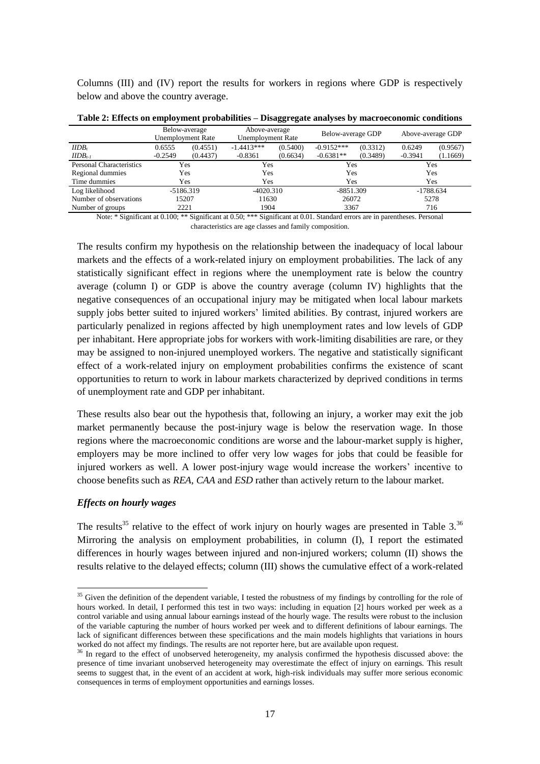Columns (III) and (IV) report the results for workers in regions where GDP is respectively below and above the country average.

**Table 2: Effects on employment probabilities – Disaggregate analyses by macroeconomic conditions**

| | Below-average Unemployment Rate | | Above-average Unemployment Rate | | Below-average GDP | | Above-average GDP | |
|---|---|---|---|---|---|---|---|---|
| $IIDB_t$ | 0.6555 | (0.4551) | -1.4413*** | (0.5400) | -0.9152*** | (0.3312) | 0.6249 | (0.9567) |
| $IIDB_{t-1}$ | -0.2549 | (0.4437) | -0.8361 | (0.6634) | -0.6381** | (0.3489) | -0.3941 | (1.1669) |
| Personal Characteristics | Yes | | Yes | | Yes | | Yes | |
| Regional dummies | Yes | | Yes | | Yes | | Yes | |
| Time dummies | Yes | | Yes | | Yes | | Yes | |
| Log likelihood | -5186.319 | | -4020.310 | | -8851.309 | | -1788.634 | |
| Number of observations | 15207 | | 11630 | | 26072 | | 5278 | |
| Number of groups | 2221 | | 1904 | | 3367 | | 716 | |

Note: * Significant at 0.100; ** Significant at 0.50; *** Significant at 0.01. Standard errors are in parentheses. Personal characteristics are age classes and family composition.

The results confirm my hypothesis on the relationship between the inadequacy of local labour markets and the effects of a work-related injury on employment probabilities. The lack of any statistically significant effect in regions where the unemployment rate is below the country average (column I) or GDP is above the country average (column IV) highlights that the negative consequences of an occupational injury may be mitigated when local labour markets supply jobs better suited to injured workers' limited abilities. By contrast, injured workers are particularly penalized in regions affected by high unemployment rates and low levels of GDP per inhabitant. Here appropriate jobs for workers with work-limiting disabilities are rare, or they may be assigned to non-injured unemployed workers. The negative and statistically significant effect of a work-related injury on employment probabilities confirms the existence of scant opportunities to return to work in labour markets characterized by deprived conditions in terms of unemployment rate and GDP per inhabitant.

These results also bear out the hypothesis that, following an injury, a worker may exit the job market permanently because the post-injury wage is below the reservation wage. In those regions where the macroeconomic conditions are worse and the labour-market supply is higher, employers may be more inclined to offer very low wages for jobs that could be feasible for injured workers as well. A lower post-injury wage would increase the workers' incentive to choose benefits such as *REA*, *CAA* and *ESD* rather than actively return to the labour market.

### *Effects on hourly wages*

The results[35] relative to the effect of work injury on hourly wages are presented in Table 3.[36] Mirroring the analysis on employment probabilities, in column (I), I report the estimated differences in hourly wages between injured and non-injured workers; column (II) shows the results relative to the delayed effects; column (III) shows the cumulative effect of a work-related

[35] Given the definition of the dependent variable, I tested the robustness of my findings by controlling for the role of hours worked. In detail, I performed this test in two ways: including in equation [2] hours worked per week as a control variable and using annual labour earnings instead of the hourly wage. The results were robust to the inclusion of the variable capturing the number of hours worked per week and to different definitions of labour earnings. The lack of significant differences between these specifications and the main models highlights that variations in hours worked do not affect my findings. The results are not reporter here, but are available upon request.

[36] In regard to the effect of unobserved heterogeneity, my analysis confirmed the hypothesis discussed above: the presence of time invariant unobserved heterogeneity may overestimate the effect of injury on earnings. This result seems to suggest that, in the event of an accident at work, high-risk individuals may suffer more serious economic consequences in terms of employment opportunities and earnings losses.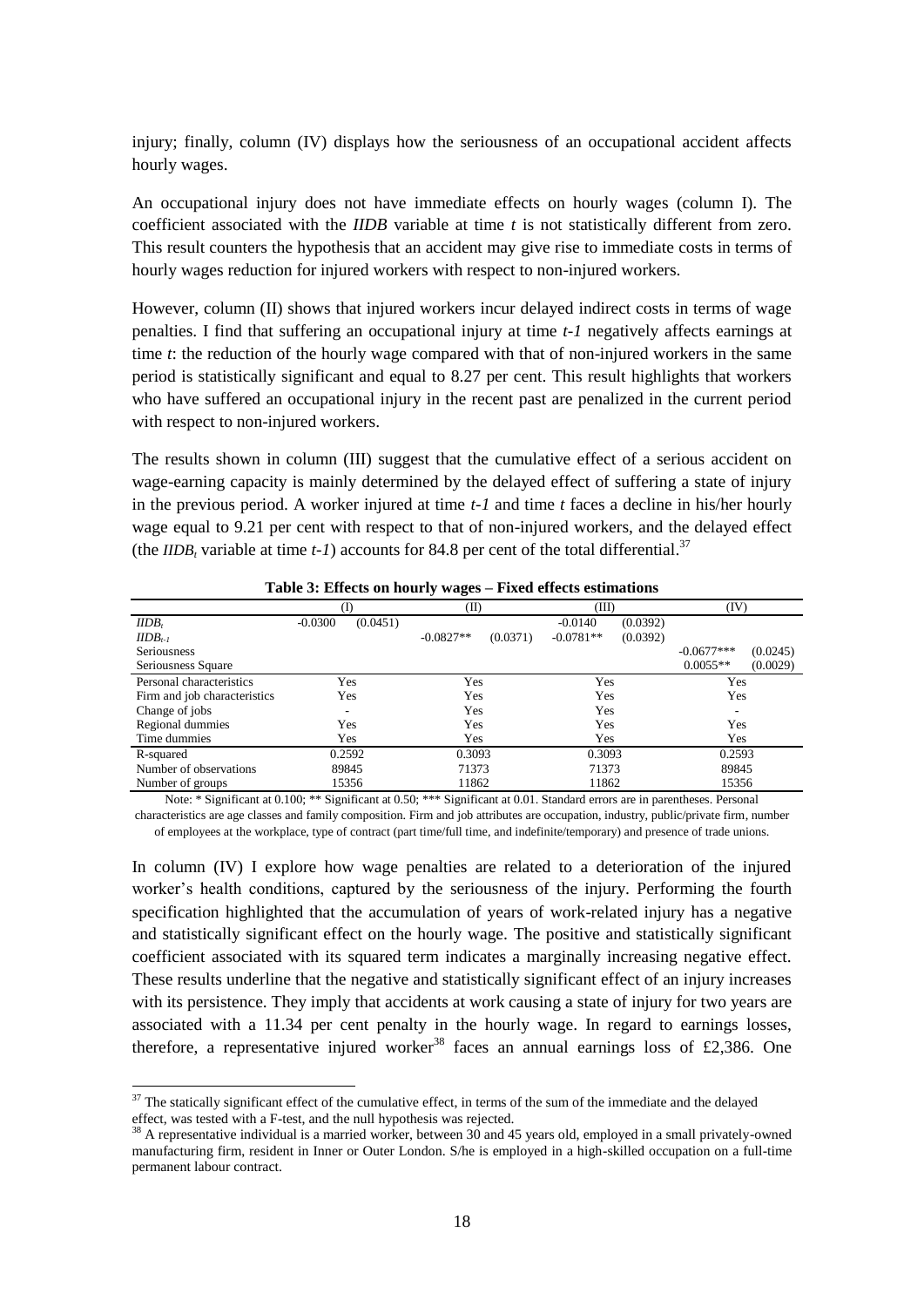injury; finally, column (IV) displays how the seriousness of an occupational accident affects hourly wages.

An occupational injury does not have immediate effects on hourly wages (column I). The coefficient associated with the *IIDB* variable at time *t* is not statistically different from zero. This result counters the hypothesis that an accident may give rise to immediate costs in terms of hourly wages reduction for injured workers with respect to non-injured workers.

However, column (II) shows that injured workers incur delayed indirect costs in terms of wage penalties. I find that suffering an occupational injury at time *t-1* negatively affects earnings at time *t*: the reduction of the hourly wage compared with that of non-injured workers in the same period is statistically significant and equal to 8.27 per cent. This result highlights that workers who have suffered an occupational injury in the recent past are penalized in the current period with respect to non-injured workers.

The results shown in column (III) suggest that the cumulative effect of a serious accident on wage-earning capacity is mainly determined by the delayed effect of suffering a state of injury in the previous period. A worker injured at time *t-1* and time *t* faces a decline in his/her hourly wage equal to 9.21 per cent with respect to that of non-injured workers, and the delayed effect (the $IIDB_t$ variable at time *t-1*) accounts for 84.8 per cent of the total differential.[37]

**Table 3: Effects on hourly wages – Fixed effects estimations**

| | (I) | | (II) | | (III) | | (IV) | |
|---|---|---|---|---|---|---|---|---|
| $IIDB_t$ | -0.0300 | (0.0451) | | | -0.0140 | (0.0392) | | |
| $IIDB_{t-1}$ | | | -0.0827** | (0.0371) | -0.0781** | (0.0392) | | |
| Seriousness | | | | | | | -0.0677*** | (0.0245) |
| Seriousness Square | | | | | | | 0.0055** | (0.0029) |
| Personal characteristics | Yes | | Yes | | Yes | | Yes | |
| Firm and job characteristics | Yes | | Yes | | Yes | | Yes | |
| Change of jobs | - | | Yes | | Yes | | - | |
| Regional dummies | Yes | | Yes | | Yes | | Yes | |
| Time dummies | Yes | | Yes | | Yes | | Yes | |
| R-squared | 0.2592 | | 0.3093 | | 0.3093 | | 0.2593 | |
| Number of observations | 89845 | | 71373 | | 71373 | | 89845 | |
| Number of groups | 15356 | | 11862 | | 11862 | | 15356 | |

Note: * Significant at 0.100; ** Significant at 0.50; *** Significant at 0.01. Standard errors are in parentheses. Personal characteristics are age classes and family composition. Firm and job attributes are occupation, industry, public/private firm, number of employees at the workplace, type of contract (part time/full time, and indefinite/temporary) and presence of trade unions.

In column (IV) I explore how wage penalties are related to a deterioration of the injured worker's health conditions, captured by the seriousness of the injury. Performing the fourth specification highlighted that the accumulation of years of work-related injury has a negative and statistically significant effect on the hourly wage. The positive and statistically significant coefficient associated with its squared term indicates a marginally increasing negative effect. These results underline that the negative and statistically significant effect of an injury increases with its persistence. They imply that accidents at work causing a state of injury for two years are associated with a 11.34 per cent penalty in the hourly wage. In regard to earnings losses, therefore, a representative injured worker[38] faces an annual earnings loss of £2,386. One

[37] The statically significant effect of the cumulative effect, in terms of the sum of the immediate and the delayed effect, was tested with a F-test, and the null hypothesis was rejected.

[38] A representative individual is a married worker, between 30 and 45 years old, employed in a small privately-owned manufacturing firm, resident in Inner or Outer London. S/he is employed in a high-skilled occupation on a full-time permanent labour contract.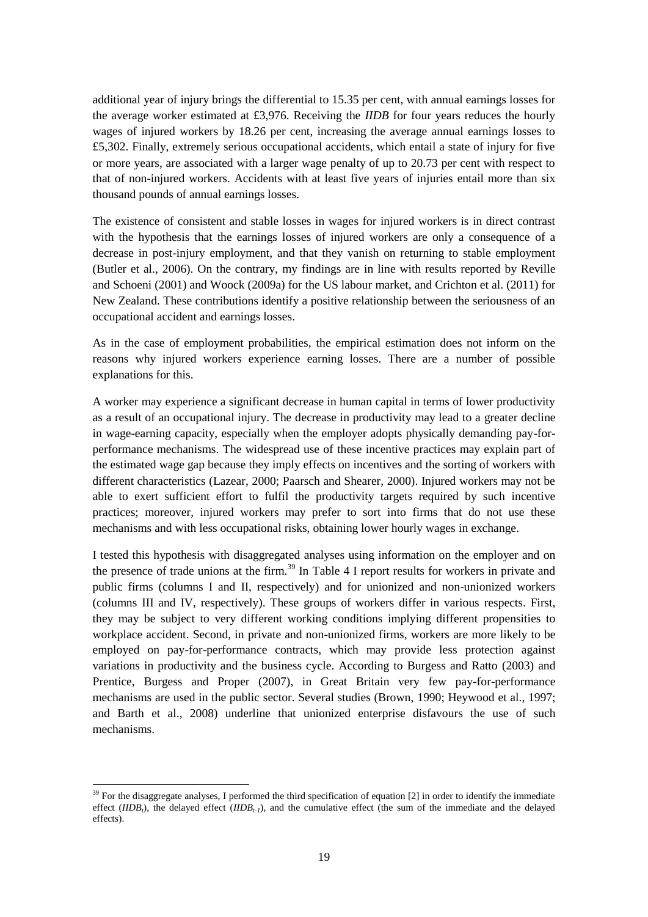additional year of injury brings the differential to 15.35 per cent, with annual earnings losses for the average worker estimated at £3,976. Receiving the *IIDB* for four years reduces the hourly wages of injured workers by 18.26 per cent, increasing the average annual earnings losses to £5,302. Finally, extremely serious occupational accidents, which entail a state of injury for five or more years, are associated with a larger wage penalty of up to 20.73 per cent with respect to that of non-injured workers. Accidents with at least five years of injuries entail more than six thousand pounds of annual earnings losses.

The existence of consistent and stable losses in wages for injured workers is in direct contrast with the hypothesis that the earnings losses of injured workers are only a consequence of a decrease in post-injury employment, and that they vanish on returning to stable employment (Butler et al., 2006). On the contrary, my findings are in line with results reported by Reville and Schoeni (2001) and Woock (2009a) for the US labour market, and Crichton et al. (2011) for New Zealand. These contributions identify a positive relationship between the seriousness of an occupational accident and earnings losses.

As in the case of employment probabilities, the empirical estimation does not inform on the reasons why injured workers experience earning losses. There are a number of possible explanations for this.

A worker may experience a significant decrease in human capital in terms of lower productivity as a result of an occupational injury. The decrease in productivity may lead to a greater decline in wage-earning capacity, especially when the employer adopts physically demanding pay-for-performance mechanisms. The widespread use of these incentive practices may explain part of the estimated wage gap because they imply effects on incentives and the sorting of workers with different characteristics (Lazear, 2000; Paarsch and Shearer, 2000). Injured workers may not be able to exert sufficient effort to fulfil the productivity targets required by such incentive practices; moreover, injured workers may prefer to sort into firms that do not use these mechanisms and with less occupational risks, obtaining lower hourly wages in exchange.

I tested this hypothesis with disaggregated analyses using information on the employer and on the presence of trade unions at the firm.[39] In Table 4 I report results for workers in private and public firms (columns I and II, respectively) and for unionized and non-unionized workers (columns III and IV, respectively). These groups of workers differ in various respects. First, they may be subject to very different working conditions implying different propensities to workplace accident. Second, in private and non-unionized firms, workers are more likely to be employed on pay-for-performance contracts, which may provide less protection against variations in productivity and the business cycle. According to Burgess and Ratto (2003) and Prentice, Burgess and Proper (2007), in Great Britain very few pay-for-performance mechanisms are used in the public sector. Several studies (Brown, 1990; Heywood et al., 1997; and Barth et al., 2008) underline that unionized enterprise disfavours the use of such mechanisms.

[39] For the disaggregate analyses, I performed the third specification of equation [2] in order to identify the immediate effect ($IIDB_t$), the delayed effect ($IIDB_{t-1}$), and the cumulative effect (the sum of the immediate and the delayed effects).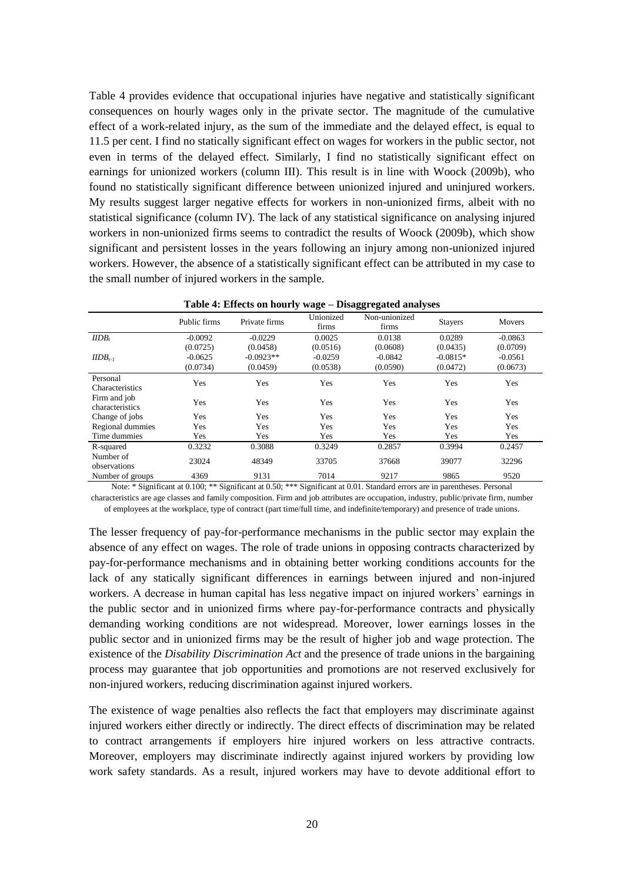Table 4 provides evidence that occupational injuries have negative and statistically significant consequences on hourly wages only in the private sector. The magnitude of the cumulative effect of a work-related injury, as the sum of the immediate and the delayed effect, is equal to 11.5 per cent. I find no statically significant effect on wages for workers in the public sector, not even in terms of the delayed effect. Similarly, I find no statistically significant effect on earnings for unionized workers (column III). This result is in line with Woock (2009b), who found no statistically significant difference between unionized injured and uninjured workers. My results suggest larger negative effects for workers in non-unionized firms, albeit with no statistical significance (column IV). The lack of any statistical significance on analysing injured workers in non-unionized firms seems to contradict the results of Woock (2009b), which show significant and persistent losses in the years following an injury among non-unionized injured workers. However, the absence of a statistically significant effect can be attributed in my case to the small number of injured workers in the sample.

**Table 4: Effects on hourly wage – Disaggregated analyses**

| | Public firms | Private firms | Unionized firms | Non-unionized firms | Stayers | Movers |
|---|---|---|---|---|---|---|
| $IIDB_t$ | -0.0092 | -0.0229 | 0.0025 | 0.0138 | 0.0289 | -0.0863 |
| | (0.0725) | (0.0458) | (0.0516) | (0.0608) | (0.0435) | (0.0709) |
| $IIDB_{t-1}$ | -0.0625 | -0.0923** | -0.0259 | -0.0842 | -0.0815* | -0.0561 |
| | (0.0734) | (0.0459) | (0.0538) | (0.0590) | (0.0472) | (0.0673) |
| Personal Characteristics | Yes | Yes | Yes | Yes | Yes | Yes |
| Firm and job characteristics | Yes | Yes | Yes | Yes | Yes | Yes |
| Change of jobs | Yes | Yes | Yes | Yes | Yes | Yes |
| Regional dummies | Yes | Yes | Yes | Yes | Yes | Yes |
| Time dummies | Yes | Yes | Yes | Yes | Yes | Yes |
| R-squared | 0.3232 | 0.3088 | 0.3249 | 0.2857 | 0.3994 | 0.2457 |
| Number of observations | 23024 | 48349 | 33705 | 37668 | 39077 | 32296 |
| Number of groups | 4369 | 9131 | 7014 | 9217 | 9865 | 9520 |

Note: * Significant at 0.100; ** Significant at 0.50; *** Significant at 0.01. Standard errors are in parentheses. Personal characteristics are age classes and family composition. Firm and job attributes are occupation, industry, public/private firm, number of employees at the workplace, type of contract (part time/full time, and indefinite/temporary) and presence of trade unions.

The lesser frequency of pay-for-performance mechanisms in the public sector may explain the absence of any effect on wages. The role of trade unions in opposing contracts characterized by pay-for-performance mechanisms and in obtaining better working conditions accounts for the lack of any statically significant differences in earnings between injured and non-injured workers. A decrease in human capital has less negative impact on injured workers' earnings in the public sector and in unionized firms where pay-for-performance contracts and physically demanding working conditions are not widespread. Moreover, lower earnings losses in the public sector and in unionized firms may be the result of higher job and wage protection. The existence of the *Disability Discrimination Act* and the presence of trade unions in the bargaining process may guarantee that job opportunities and promotions are not reserved exclusively for non-injured workers, reducing discrimination against injured workers.

The existence of wage penalties also reflects the fact that employers may discriminate against injured workers either directly or indirectly. The direct effects of discrimination may be related to contract arrangements if employers hire injured workers on less attractive contracts. Moreover, employers may discriminate indirectly against injured workers by providing low work safety standards. As a result, injured workers may have to devote additional effort to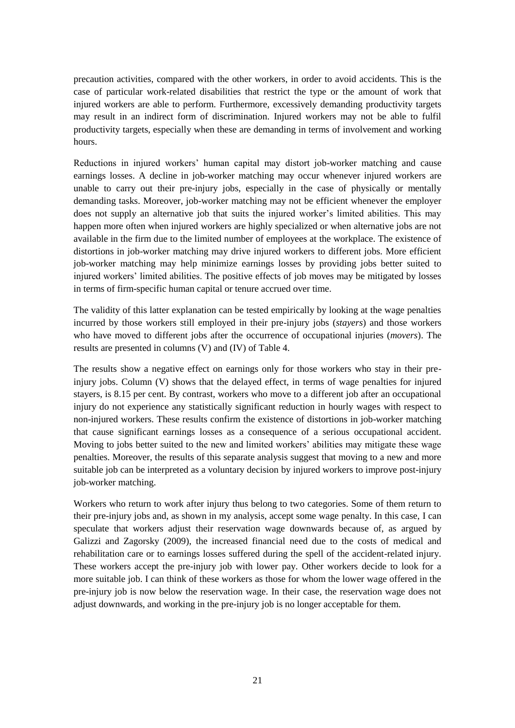precaution activities, compared with the other workers, in order to avoid accidents. This is the case of particular work-related disabilities that restrict the type or the amount of work that injured workers are able to perform. Furthermore, excessively demanding productivity targets may result in an indirect form of discrimination. Injured workers may not be able to fulfil productivity targets, especially when these are demanding in terms of involvement and working hours.

Reductions in injured workers' human capital may distort job-worker matching and cause earnings losses. A decline in job-worker matching may occur whenever injured workers are unable to carry out their pre-injury jobs, especially in the case of physically or mentally demanding tasks. Moreover, job-worker matching may not be efficient whenever the employer does not supply an alternative job that suits the injured worker's limited abilities. This may happen more often when injured workers are highly specialized or when alternative jobs are not available in the firm due to the limited number of employees at the workplace. The existence of distortions in job-worker matching may drive injured workers to different jobs. More efficient job-worker matching may help minimize earnings losses by providing jobs better suited to injured workers' limited abilities. The positive effects of job moves may be mitigated by losses in terms of firm-specific human capital or tenure accrued over time.

The validity of this latter explanation can be tested empirically by looking at the wage penalties incurred by those workers still employed in their pre-injury jobs (*stayers*) and those workers who have moved to different jobs after the occurrence of occupational injuries (*movers*). The results are presented in columns (V) and (IV) of Table 4.

The results show a negative effect on earnings only for those workers who stay in their pre-injury jobs. Column (V) shows that the delayed effect, in terms of wage penalties for injured stayers, is 8.15 per cent. By contrast, workers who move to a different job after an occupational injury do not experience any statistically significant reduction in hourly wages with respect to non-injured workers. These results confirm the existence of distortions in job-worker matching that cause significant earnings losses as a consequence of a serious occupational accident. Moving to jobs better suited to the new and limited workers' abilities may mitigate these wage penalties. Moreover, the results of this separate analysis suggest that moving to a new and more suitable job can be interpreted as a voluntary decision by injured workers to improve post-injury job-worker matching.

Workers who return to work after injury thus belong to two categories. Some of them return to their pre-injury jobs and, as shown in my analysis, accept some wage penalty. In this case, I can speculate that workers adjust their reservation wage downwards because of, as argued by Galizzi and Zagorsky (2009), the increased financial need due to the costs of medical and rehabilitation care or to earnings losses suffered during the spell of the accident-related injury. These workers accept the pre-injury job with lower pay. Other workers decide to look for a more suitable job. I can think of these workers as those for whom the lower wage offered in the pre-injury job is now below the reservation wage. In their case, the reservation wage does not adjust downwards, and working in the pre-injury job is no longer acceptable for them.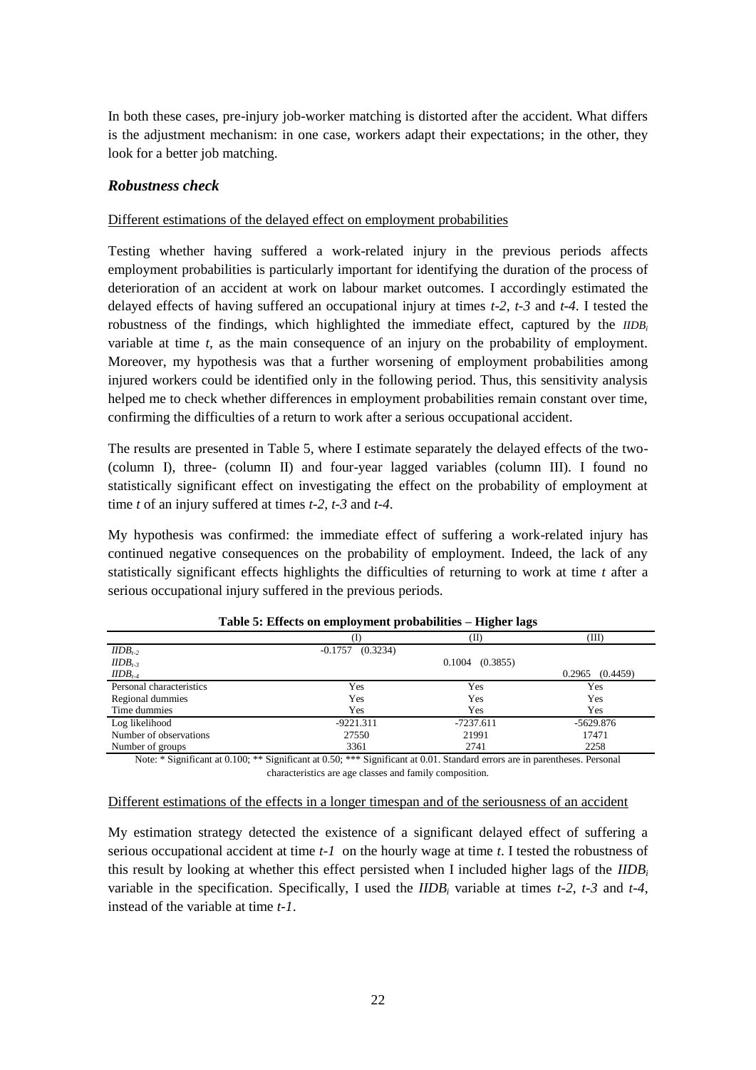In both these cases, pre-injury job-worker matching is distorted after the accident. What differs is the adjustment mechanism: in one case, workers adapt their expectations; in the other, they look for a better job matching.

### *Robustness check*

Different estimations of the delayed effect on employment probabilities

Testing whether having suffered a work-related injury in the previous periods affects employment probabilities is particularly important for identifying the duration of the process of deterioration of an accident at work on labour market outcomes. I accordingly estimated the delayed effects of having suffered an occupational injury at times *t-2*, *t-3* and *t-4*. I tested the robustness of the findings, which highlighted the immediate effect, captured by the $IIDB_i$ variable at time *t*, as the main consequence of an injury on the probability of employment. Moreover, my hypothesis was that a further worsening of employment probabilities among injured workers could be identified only in the following period. Thus, this sensitivity analysis helped me to check whether differences in employment probabilities remain constant over time, confirming the difficulties of a return to work after a serious occupational accident.

The results are presented in Table 5, where I estimate separately the delayed effects of the two- (column I), three- (column II) and four-year lagged variables (column III). I found no statistically significant effect on investigating the effect on the probability of employment at time *t* of an injury suffered at times *t-2*, *t-3* and *t-4*.

My hypothesis was confirmed: the immediate effect of suffering a work-related injury has continued negative consequences on the probability of employment. Indeed, the lack of any statistically significant effects highlights the difficulties of returning to work at time *t* after a serious occupational injury suffered in the previous periods.

**Table 5: Effects on employment probabilities – Higher lags**

| | (I) | (II) | (III) |
|---|---|---|---|
| $IIDB_{t-2}$ | -0.1757 (0.3234) | | |
| $IIDB_{t-3}$ | | 0.1004 (0.3855) | |
| $IIDB_{t-4}$ | | | 0.2965 (0.4459) |
| Personal characteristics | Yes | Yes | Yes |
| Regional dummies | Yes | Yes | Yes |
| Time dummies | Yes | Yes | Yes |
| Log likelihood | -9221.311 | -7237.611 | -5629.876 |
| Number of observations | 27550 | 21991 | 17471 |
| Number of groups | 3361 | 2741 | 2258 |

Note: * Significant at 0.100; ** Significant at 0.50; *** Significant at 0.01. Standard errors are in parentheses. Personal characteristics are age classes and family composition.

Different estimations of the effects in a longer timespan and of the seriousness of an accident

My estimation strategy detected the existence of a significant delayed effect of suffering a serious occupational accident at time *t-1* on the hourly wage at time *t*. I tested the robustness of this result by looking at whether this effect persisted when I included higher lags of the $IIDB_i$ variable in the specification. Specifically, I used the $IIDB_i$ variable at times *t-2*, *t-3* and *t-4*, instead of the variable at time *t-1*.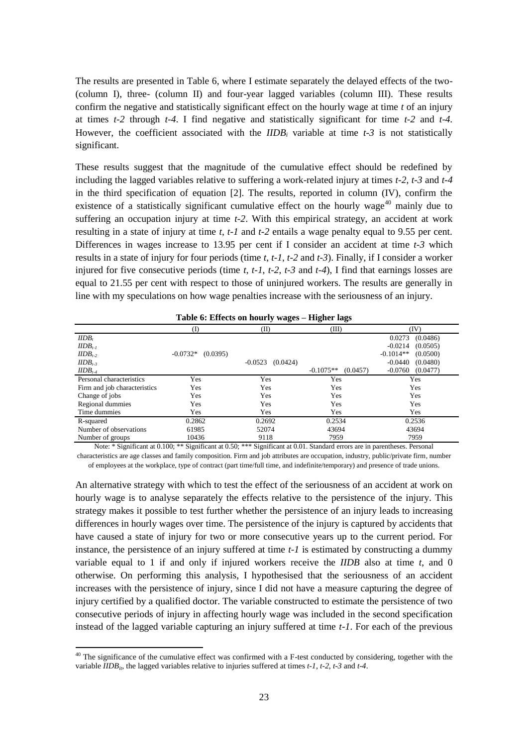The results are presented in Table 6, where I estimate separately the delayed effects of the two- (column I), three- (column II) and four-year lagged variables (column III). These results confirm the negative and statistically significant effect on the hourly wage at time *t* of an injury at times *t-2* through *t-4*. I find negative and statistically significant for time *t-2* and *t-4*. However, the coefficient associated with the $IIDB_i$ variable at time *t-3* is not statistically significant.

These results suggest that the magnitude of the cumulative effect should be redefined by including the lagged variables relative to suffering a work-related injury at times *t-2*, *t-3* and *t-4* in the third specification of equation [2]. The results, reported in column (IV), confirm the existence of a statistically significant cumulative effect on the hourly wage[40] mainly due to suffering an occupation injury at time *t-2*. With this empirical strategy, an accident at work resulting in a state of injury at time *t*, *t-1* and *t-2* entails a wage penalty equal to 9.55 per cent. Differences in wages increase to 13.95 per cent if I consider an accident at time *t-3* which results in a state of injury for four periods (time *t*, *t-1*, *t-2* and *t-3*). Finally, if I consider a worker injured for five consecutive periods (time *t*, *t-1*, *t-2*, *t-3* and *t-4*), I find that earnings losses are equal to 21.55 per cent with respect to those of uninjured workers. The results are generally in line with my speculations on how wage penalties increase with the seriousness of an injury.

**Table 6: Effects on hourly wages – Higher lags**

| | (I) | (II) | (III) | (IV) |
|---|---|---|---|---|
| $IIDB_t$ | | | | 0.0273 (0.0486) |
| $IIDB_{t-1}$ | | | | -0.0214 (0.0505) |
| $IIDB_{t-2}$ | -0.0732* (0.0395) | | | -0.1014** (0.0500) |
| $IIDB_{t-3}$ | | -0.0523 (0.0424) | | -0.0440 (0.0480) |
| $IIDB_{t-4}$ | | | -0.1075** (0.0457) | -0.0760 (0.0477) |
| Personal characteristics | Yes | Yes | Yes | Yes |
| Firm and job characteristics | Yes | Yes | Yes | Yes |
| Change of jobs | Yes | Yes | Yes | Yes |
| Regional dummies | Yes | Yes | Yes | Yes |
| Time dummies | Yes | Yes | Yes | Yes |
| R-squared | 0.2862 | 0.2692 | 0.2534 | 0.2536 |
| Number of observations | 61985 | 52074 | 43694 | 43694 |
| Number of groups | 10436 | 9118 | 7959 | 7959 |

Note: * Significant at 0.100; ** Significant at 0.50; *** Significant at 0.01. Standard errors are in parentheses. Personal characteristics are age classes and family composition. Firm and job attributes are occupation, industry, public/private firm, number of employees at the workplace, type of contract (part time/full time, and indefinite/temporary) and presence of trade unions.

An alternative strategy with which to test the effect of the seriousness of an accident at work on hourly wage is to analyse separately the effects relative to the persistence of the injury. This strategy makes it possible to test further whether the persistence of an injury leads to increasing differences in hourly wages over time. The persistence of the injury is captured by accidents that have caused a state of injury for two or more consecutive years up to the current period. For instance, the persistence of an injury suffered at time *t-1* is estimated by constructing a dummy variable equal to 1 if and only if injured workers receive the *IIDB* also at time *t*, and 0 otherwise. On performing this analysis, I hypothesised that the seriousness of an accident increases with the persistence of injury, since I did not have a measure capturing the degree of injury certified by a qualified doctor. The variable constructed to estimate the persistence of two consecutive periods of injury in affecting hourly wage was included in the second specification instead of the lagged variable capturing an injury suffered at time *t-1*. For each of the previous

[40] The significance of the cumulative effect was confirmed with a F-test conducted by considering, together with the variable $IIDB_{it}$, the lagged variables relative to injuries suffered at times *t-1*, *t-2*, *t-3* and *t-4*.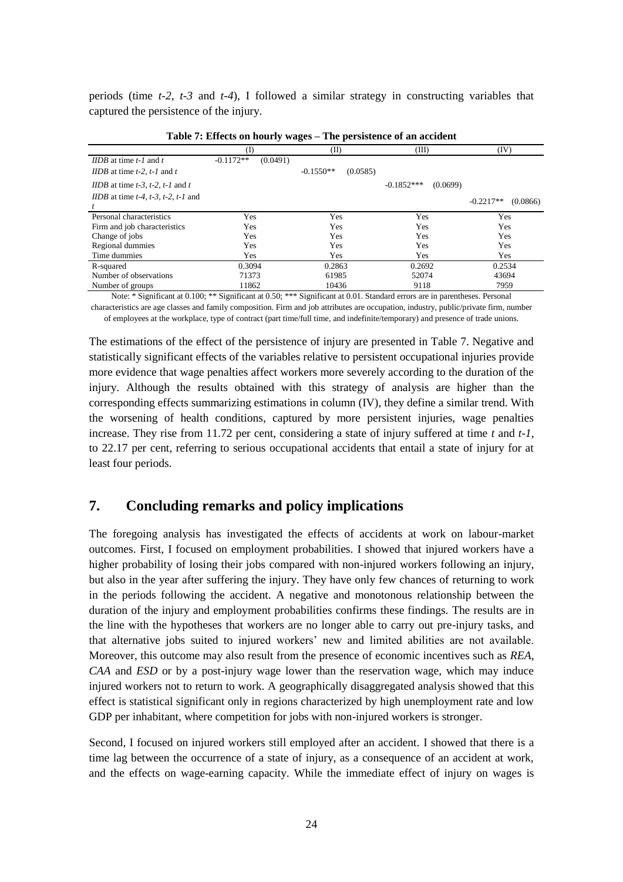periods (time *t-2*, *t-3* and *t-4*), I followed a similar strategy in constructing variables that captured the persistence of the injury.

**Table 7: Effects on hourly wages – The persistence of an accident**

| | (I) | | (II) | | (III) | | (IV) | |
|---|---|---|---|---|---|---|---|---|
| *IIDB* at time *t-1* and *t* | -0.1172** | (0.0491) | | | | | | |
| *IIDB* at time *t-2*, *t-1* and *t* | | | -0.1550** | (0.0585) | | | | |
| *IIDB* at time *t-3*, *t-2*, *t-1* and *t* | | | | | -0.1852*** | (0.0699) | | |
| *IIDB* at time *t-4*, *t-3*, *t-2*, *t-1* and *t* | | | | | | | -0.2217** | (0.0866) |
| Personal characteristics | Yes | | Yes | | Yes | | Yes | |
| Firm and job characteristics | Yes | | Yes | | Yes | | Yes | |
| Change of jobs | Yes | | Yes | | Yes | | Yes | |
| Regional dummies | Yes | | Yes | | Yes | | Yes | |
| Time dummies | Yes | | Yes | | Yes | | Yes | |
| R-squared | 0.3094 | | 0.2863 | | 0.2692 | | 0.2534 | |
| Number of observations | 71373 | | 61985 | | 52074 | | 43694 | |
| Number of groups | 11862 | | 10436 | | 9118 | | 7959 | |

Note: * Significant at 0.100; ** Significant at 0.50; *** Significant at 0.01. Standard errors are in parentheses. Personal characteristics are age classes and family composition. Firm and job attributes are occupation, industry, public/private firm, number of employees at the workplace, type of contract (part time/full time, and indefinite/temporary) and presence of trade unions.

The estimations of the effect of the persistence of injury are presented in Table 7. Negative and statistically significant effects of the variables relative to persistent occupational injuries provide more evidence that wage penalties affect workers more severely according to the duration of the injury. Although the results obtained with this strategy of analysis are higher than the corresponding effects summarizing estimations in column (IV), they define a similar trend. With the worsening of health conditions, captured by more persistent injuries, wage penalties increase. They rise from 11.72 per cent, considering a state of injury suffered at time *t* and *t-1*, to 22.17 per cent, referring to serious occupational accidents that entail a state of injury for at least four periods.

## 7. Concluding remarks and policy implications

The foregoing analysis has investigated the effects of accidents at work on labour-market outcomes. First, I focused on employment probabilities. I showed that injured workers have a higher probability of losing their jobs compared with non-injured workers following an injury, but also in the year after suffering the injury. They have only few chances of returning to work in the periods following the accident. A negative and monotonous relationship between the duration of the injury and employment probabilities confirms these findings. The results are in the line with the hypotheses that workers are no longer able to carry out pre-injury tasks, and that alternative jobs suited to injured workers' new and limited abilities are not available. Moreover, this outcome may also result from the presence of economic incentives such as *REA*, *CAA* and *ESD* or by a post-injury wage lower than the reservation wage, which may induce injured workers not to return to work. A geographically disaggregated analysis showed that this effect is statistical significant only in regions characterized by high unemployment rate and low GDP per inhabitant, where competition for jobs with non-injured workers is stronger.

Second, I focused on injured workers still employed after an accident. I showed that there is a time lag between the occurrence of a state of injury, as a consequence of an accident at work, and the effects on wage-earning capacity. While the immediate effect of injury on wages is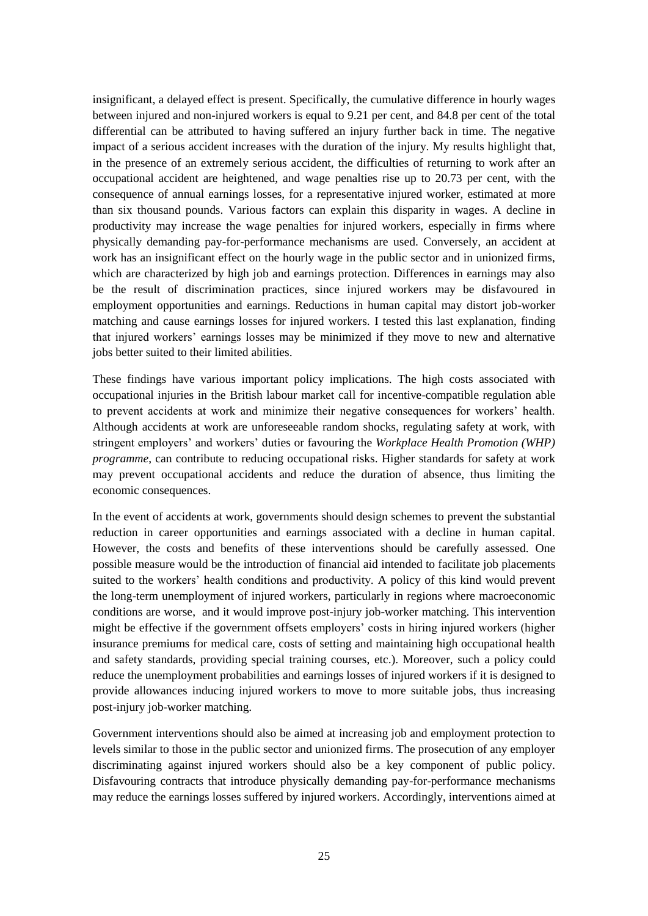insignificant, a delayed effect is present. Specifically, the cumulative difference in hourly wages between injured and non-injured workers is equal to 9.21 per cent, and 84.8 per cent of the total differential can be attributed to having suffered an injury further back in time. The negative impact of a serious accident increases with the duration of the injury. My results highlight that, in the presence of an extremely serious accident, the difficulties of returning to work after an occupational accident are heightened, and wage penalties rise up to 20.73 per cent, with the consequence of annual earnings losses, for a representative injured worker, estimated at more than six thousand pounds. Various factors can explain this disparity in wages. A decline in productivity may increase the wage penalties for injured workers, especially in firms where physically demanding pay-for-performance mechanisms are used. Conversely, an accident at work has an insignificant effect on the hourly wage in the public sector and in unionized firms, which are characterized by high job and earnings protection. Differences in earnings may also be the result of discrimination practices, since injured workers may be disfavoured in employment opportunities and earnings. Reductions in human capital may distort job-worker matching and cause earnings losses for injured workers. I tested this last explanation, finding that injured workers' earnings losses may be minimized if they move to new and alternative jobs better suited to their limited abilities.

These findings have various important policy implications. The high costs associated with occupational injuries in the British labour market call for incentive-compatible regulation able to prevent accidents at work and minimize their negative consequences for workers' health. Although accidents at work are unforeseeable random shocks, regulating safety at work, with stringent employers' and workers' duties or favouring the *Workplace Health Promotion (WHP) programme*, can contribute to reducing occupational risks. Higher standards for safety at work may prevent occupational accidents and reduce the duration of absence, thus limiting the economic consequences.

In the event of accidents at work, governments should design schemes to prevent the substantial reduction in career opportunities and earnings associated with a decline in human capital. However, the costs and benefits of these interventions should be carefully assessed. One possible measure would be the introduction of financial aid intended to facilitate job placements suited to the workers' health conditions and productivity. A policy of this kind would prevent the long-term unemployment of injured workers, particularly in regions where macroeconomic conditions are worse, and it would improve post-injury job-worker matching. This intervention might be effective if the government offsets employers' costs in hiring injured workers (higher insurance premiums for medical care, costs of setting and maintaining high occupational health and safety standards, providing special training courses, etc.). Moreover, such a policy could reduce the unemployment probabilities and earnings losses of injured workers if it is designed to provide allowances inducing injured workers to move to more suitable jobs, thus increasing post-injury job-worker matching.

Government interventions should also be aimed at increasing job and employment protection to levels similar to those in the public sector and unionized firms. The prosecution of any employer discriminating against injured workers should also be a key component of public policy. Disfavouring contracts that introduce physically demanding pay-for-performance mechanisms may reduce the earnings losses suffered by injured workers. Accordingly, interventions aimed at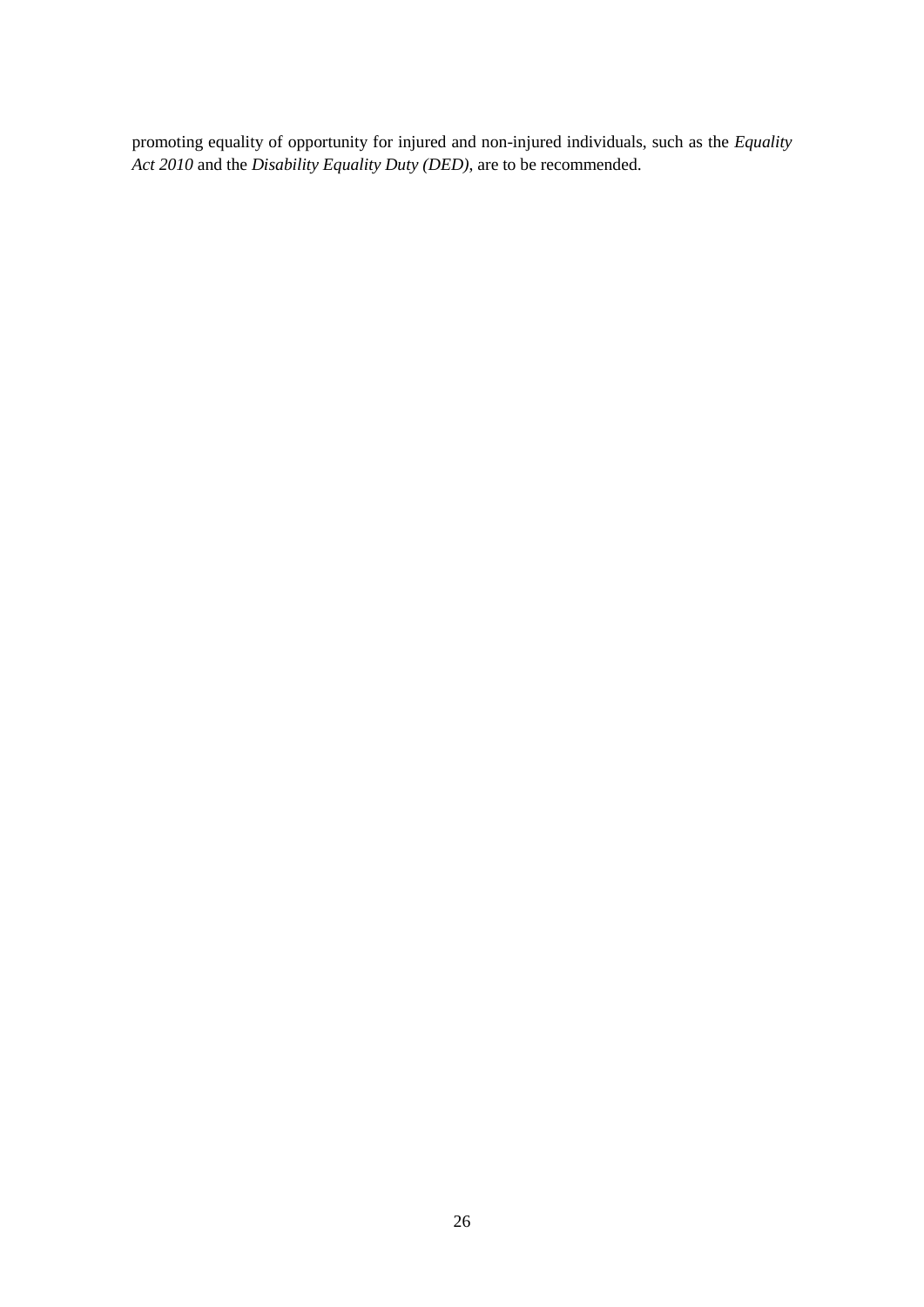promoting equality of opportunity for injured and non-injured individuals, such as the *Equality Act 2010* and the *Disability Equality Duty (DED)*, are to be recommended.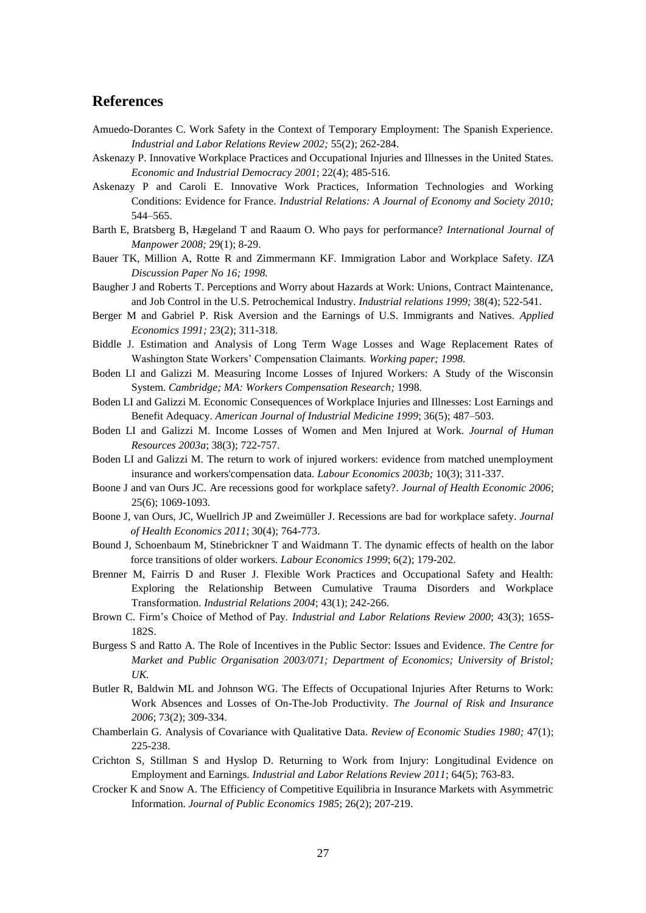## References

Amuedo-Dorantes C. Work Safety in the Context of Temporary Employment: The Spanish Experience. *Industrial and Labor Relations Review 2002;* 55(2); 262-284.

Askenazy P. Innovative Workplace Practices and Occupational Injuries and Illnesses in the United States. *Economic and Industrial Democracy 2001*; 22(4); 485-516.

Askenazy P and Caroli E. Innovative Work Practices, Information Technologies and Working Conditions: Evidence for France. *Industrial Relations: A Journal of Economy and Society 2010;* 544–565.

Barth E, Bratsberg B, Hægeland T and Raaum O. Who pays for performance? *International Journal of Manpower 2008;* 29(1); 8-29.

Bauer TK, Million A, Rotte R and Zimmermann KF. Immigration Labor and Workplace Safety. *IZA Discussion Paper No 16; 1998.*

Baugher J and Roberts T. Perceptions and Worry about Hazards at Work: Unions, Contract Maintenance, and Job Control in the U.S. Petrochemical Industry. *Industrial relations 1999;* 38(4); 522-541.

Berger M and Gabriel P. Risk Aversion and the Earnings of U.S. Immigrants and Natives. *Applied Economics 1991;* 23(2); 311-318.

Biddle J. Estimation and Analysis of Long Term Wage Losses and Wage Replacement Rates of Washington State Workers' Compensation Claimants. *Working paper; 1998.*

Boden LI and Galizzi M. Measuring Income Losses of Injured Workers: A Study of the Wisconsin System. *Cambridge; MA: Workers Compensation Research;* 1998.

Boden LI and Galizzi M. Economic Consequences of Workplace Injuries and Illnesses: Lost Earnings and Benefit Adequacy. *American Journal of Industrial Medicine 1999*; 36(5); 487–503.

Boden LI and Galizzi M. Income Losses of Women and Men Injured at Work. *Journal of Human Resources 2003a*; 38(3); 722-757.

Boden LI and Galizzi M. The return to work of injured workers: evidence from matched unemployment insurance and workers'compensation data. *Labour Economics 2003b;* 10(3); 311-337.

Boone J and van Ours JC. Are recessions good for workplace safety?. *Journal of Health Economic 2006*; 25(6); 1069-1093.

Boone J, van Ours, JC, Wuellrich JP and Zweimüller J. Recessions are bad for workplace safety. *Journal of Health Economics 2011*; 30(4); 764-773.

Bound J, Schoenbaum M, Stinebrickner T and Waidmann T. The dynamic effects of health on the labor force transitions of older workers. *Labour Economics 1999*; 6(2); 179-202.

Brenner M, Fairris D and Ruser J. Flexible Work Practices and Occupational Safety and Health: Exploring the Relationship Between Cumulative Trauma Disorders and Workplace Transformation. *Industrial Relations 2004*; 43(1); 242-266.

Brown C. Firm's Choice of Method of Pay. *Industrial and Labor Relations Review 2000*; 43(3); 165S-182S.

Burgess S and Ratto A. The Role of Incentives in the Public Sector: Issues and Evidence. *The Centre for Market and Public Organisation 2003/071; Department of Economics; University of Bristol; UK.*

Butler R, Baldwin ML and Johnson WG. The Effects of Occupational Injuries After Returns to Work: Work Absences and Losses of On-The-Job Productivity. *The Journal of Risk and Insurance 2006*; 73(2); 309-334.

Chamberlain G. Analysis of Covariance with Qualitative Data. *Review of Economic Studies 1980;* 47(1); 225-238.

Crichton S, Stillman S and Hyslop D. Returning to Work from Injury: Longitudinal Evidence on Employment and Earnings. *Industrial and Labor Relations Review 2011*; 64(5); 763-83.

Crocker K and Snow A. The Efficiency of Competitive Equilibria in Insurance Markets with Asymmetric Information. *Journal of Public Economics 1985*; 26(2); 207-219.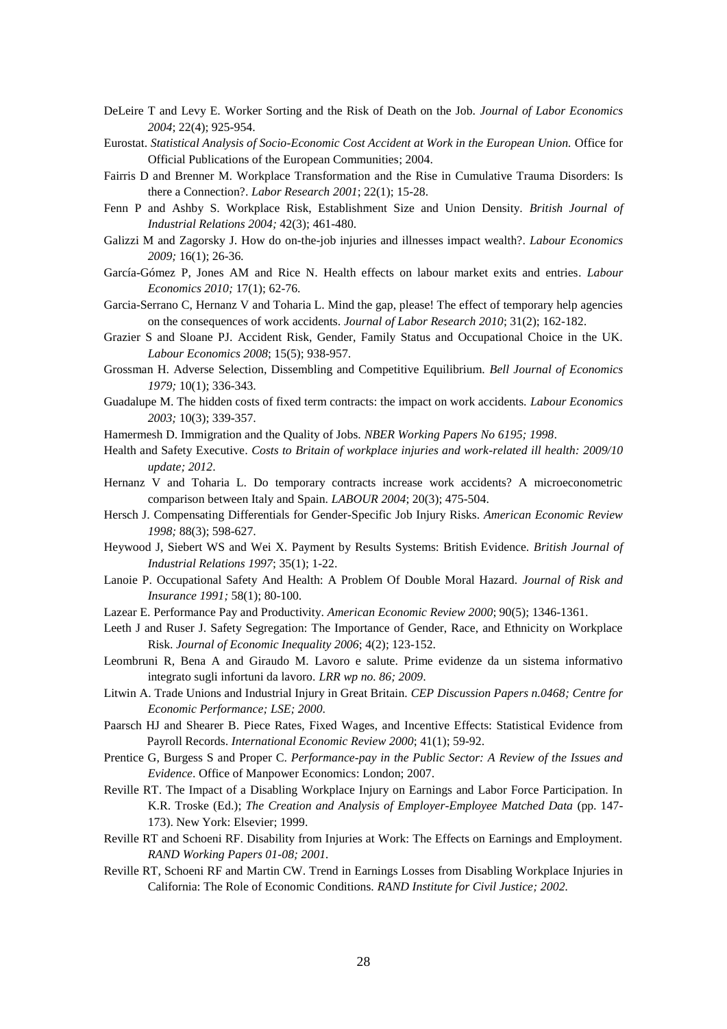DeLeire T and Levy E. Worker Sorting and the Risk of Death on the Job. *Journal of Labor Economics 2004*; 22(4); 925-954.

Eurostat. *Statistical Analysis of Socio-Economic Cost Accident at Work in the European Union.* Office for Official Publications of the European Communities; 2004.

Fairris D and Brenner M. Workplace Transformation and the Rise in Cumulative Trauma Disorders: Is there a Connection?. *Labor Research 2001*; 22(1); 15-28.

Fenn P and Ashby S. Workplace Risk, Establishment Size and Union Density. *British Journal of Industrial Relations 2004;* 42(3); 461-480.

Galizzi M and Zagorsky J. How do on-the-job injuries and illnesses impact wealth?. *Labour Economics 2009;* 16(1); 26-36.

García-Gómez P, Jones AM and Rice N. Health effects on labour market exits and entries. *Labour Economics 2010;* 17(1); 62-76.

Garcia-Serrano C, Hernanz V and Toharia L. Mind the gap, please! The effect of temporary help agencies on the consequences of work accidents. *Journal of Labor Research 2010*; 31(2); 162-182.

Grazier S and Sloane PJ. Accident Risk, Gender, Family Status and Occupational Choice in the UK. *Labour Economics 2008*; 15(5); 938-957.

Grossman H. Adverse Selection, Dissembling and Competitive Equilibrium. *Bell Journal of Economics 1979;* 10(1); 336-343.

Guadalupe M. The hidden costs of fixed term contracts: the impact on work accidents. *Labour Economics 2003;* 10(3); 339-357.

Hamermesh D. Immigration and the Quality of Jobs. *NBER Working Papers No 6195; 1998*.

Health and Safety Executive. *Costs to Britain of workplace injuries and work-related ill health: 2009/10 update; 2012*.

Hernanz V and Toharia L. Do temporary contracts increase work accidents? A microeconometric comparison between Italy and Spain. *LABOUR 2004*; 20(3); 475-504.

Hersch J. Compensating Differentials for Gender-Specific Job Injury Risks. *American Economic Review 1998;* 88(3); 598-627.

Heywood J, Siebert WS and Wei X. Payment by Results Systems: British Evidence. *British Journal of Industrial Relations 1997*; 35(1); 1-22.

Lanoie P. Occupational Safety And Health: A Problem Of Double Moral Hazard. *Journal of Risk and Insurance 1991;* 58(1); 80-100.

Lazear E. Performance Pay and Productivity. *American Economic Review 2000*; 90(5); 1346-1361.

Leeth J and Ruser J. Safety Segregation: The Importance of Gender, Race, and Ethnicity on Workplace Risk. *Journal of Economic Inequality 2006*; 4(2); 123-152.

Leombruni R, Bena A and Giraudo M. Lavoro e salute. Prime evidenze da un sistema informativo integrato sugli infortuni da lavoro. *LRR wp no. 86; 2009*.

Litwin A. Trade Unions and Industrial Injury in Great Britain. *CEP Discussion Papers n.0468; Centre for Economic Performance; LSE; 2000*.

Paarsch HJ and Shearer B. Piece Rates, Fixed Wages, and Incentive Effects: Statistical Evidence from Payroll Records. *International Economic Review 2000*; 41(1); 59-92.

Prentice G, Burgess S and Proper C. *Performance-pay in the Public Sector: A Review of the Issues and Evidence*. Office of Manpower Economics: London; 2007.

Reville RT. The Impact of a Disabling Workplace Injury on Earnings and Labor Force Participation. In K.R. Troske (Ed.); *The Creation and Analysis of Employer-Employee Matched Data* (pp. 147-173). New York: Elsevier; 1999.

Reville RT and Schoeni RF. Disability from Injuries at Work: The Effects on Earnings and Employment. *RAND Working Papers 01-08; 2001.*

Reville RT, Schoeni RF and Martin CW. Trend in Earnings Losses from Disabling Workplace Injuries in California: The Role of Economic Conditions. *RAND Institute for Civil Justice; 2002.*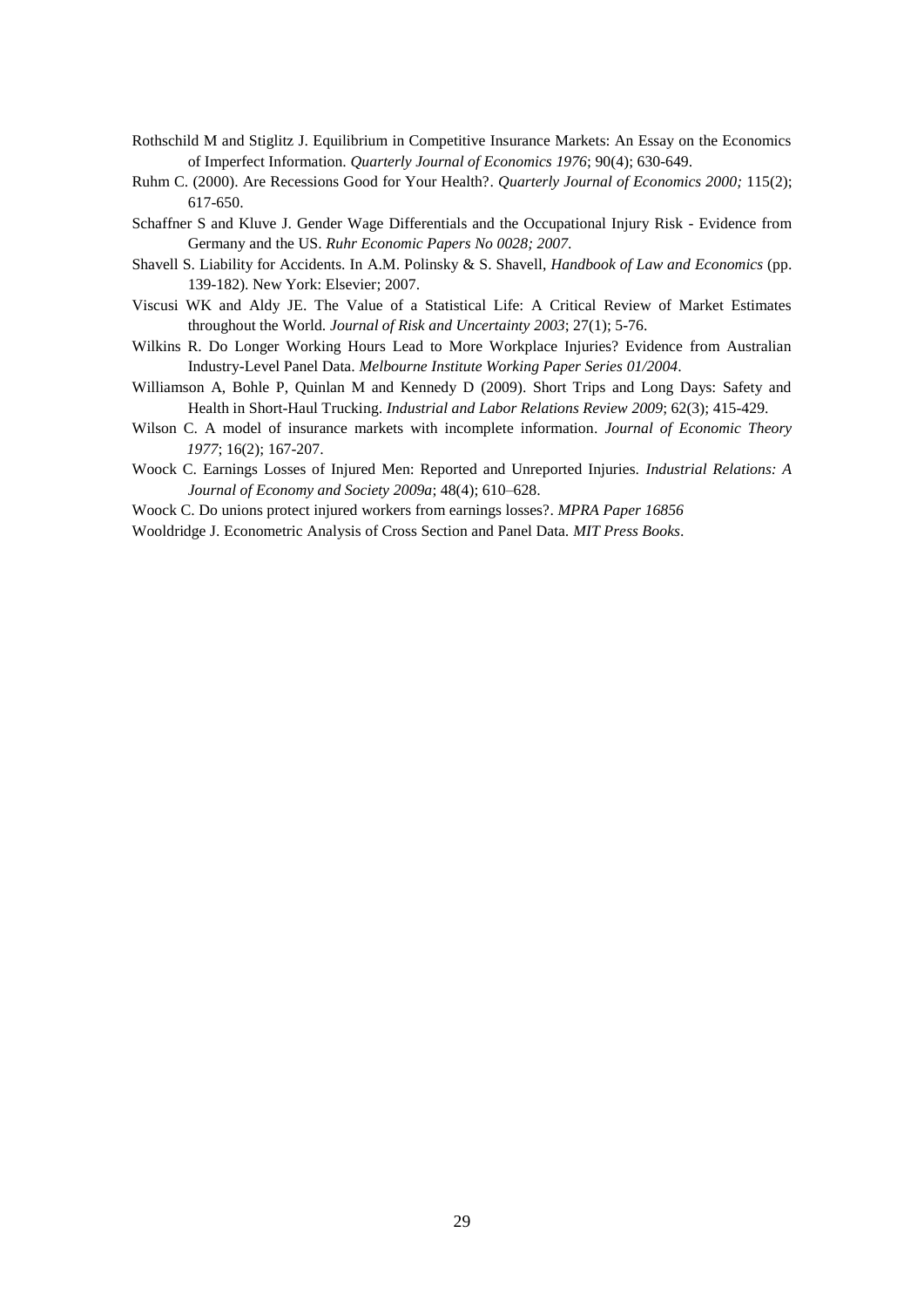Rothschild M and Stiglitz J. Equilibrium in Competitive Insurance Markets: An Essay on the Economics of Imperfect Information. *Quarterly Journal of Economics 1976*; 90(4); 630-649.

Ruhm C. (2000). Are Recessions Good for Your Health?. *Quarterly Journal of Economics 2000;* 115(2); 617-650.

Schaffner S and Kluve J. Gender Wage Differentials and the Occupational Injury Risk - Evidence from Germany and the US. *Ruhr Economic Papers No 0028; 2007*.

Shavell S. Liability for Accidents. In A.M. Polinsky & S. Shavell, *Handbook of Law and Economics* (pp. 139-182). New York: Elsevier; 2007.

Viscusi WK and Aldy JE. The Value of a Statistical Life: A Critical Review of Market Estimates throughout the World. *Journal of Risk and Uncertainty 2003*; 27(1); 5-76.

Wilkins R. Do Longer Working Hours Lead to More Workplace Injuries? Evidence from Australian Industry-Level Panel Data. *Melbourne Institute Working Paper Series 01/2004*.

Williamson A, Bohle P, Quinlan M and Kennedy D (2009). Short Trips and Long Days: Safety and Health in Short-Haul Trucking. *Industrial and Labor Relations Review 2009*; 62(3); 415-429.

Wilson C. A model of insurance markets with incomplete information. *Journal of Economic Theory 1977*; 16(2); 167-207.

Woock C. Earnings Losses of Injured Men: Reported and Unreported Injuries. *Industrial Relations: A Journal of Economy and Society 2009a*; 48(4); 610–628.

Woock C. Do unions protect injured workers from earnings losses?. *MPRA Paper 16856*

Wooldridge J. Econometric Analysis of Cross Section and Panel Data. *MIT Press Books*.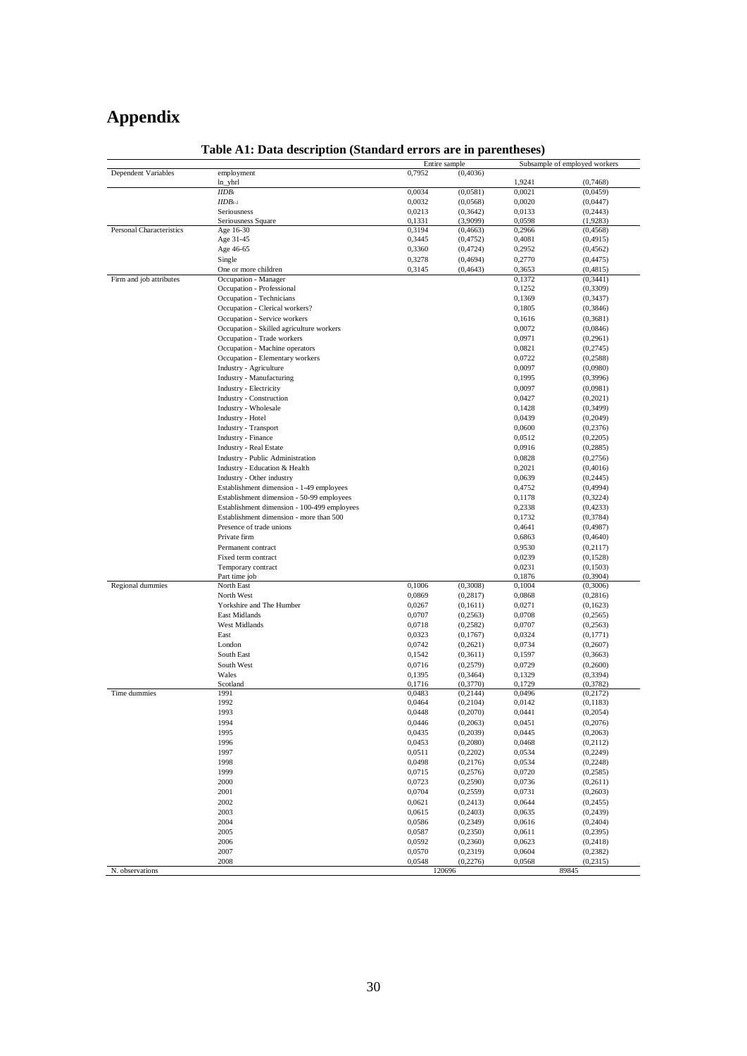# Appendix

**Table A1: Data description (Standard errors are in parentheses)**

| | | Entire sample | | Subsample of employed workers | |
|---|---|---|---|---|---|
| Dependent Variables | employment | 0,7952 | (0,4036) | | |
| | ln_yhrl | | | 1,9241 | (0,7468) |
| | $IIDB_t$ | 0,0034 | (0,0581) | 0,0021 | (0,0459) |
| | $IIDB_{t-1}$ | 0,0032 | (0,0568) | 0,0020 | (0,0447) |
| | Seriousness | 0,0213 | (0,3642) | 0,0133 | (0,2443) |
| | Seriousness Square | 0,1331 | (3,9099) | 0,0598 | (1,9283) |
| Personal Characteristics | Age 16-30 | 0,3194 | (0,4663) | 0,2966 | (0,4568) |
| | Age 31-45 | 0,3445 | (0,4752) | 0,4081 | (0,4915) |
| | Age 46-65 | 0,3360 | (0,4724) | 0,2952 | (0,4562) |
| | Single | 0,3278 | (0,4694) | 0,2770 | (0,4475) |
| | One or more children | 0,3145 | (0,4643) | 0,3653 | (0,4815) |
| Firm and job attributes | Occupation - Manager | | | 0,1372 | (0,3441) |
| | Occupation - Professional | | | 0,1252 | (0,3309) |
| | Occupation - Technicians | | | 0,1369 | (0,3437) |
| | Occupation - Clerical workers? | | | 0,1805 | (0,3846) |
| | Occupation - Service workers | | | 0,1616 | (0,3681) |
| | Occupation - Skilled agriculture workers | | | 0,0072 | (0,0846) |
| | Occupation - Trade workers | | | 0,0971 | (0,2961) |
| | Occupation - Machine operators | | | 0,0821 | (0,2745) |
| | Occupation - Elementary workers | | | 0,0722 | (0,2588) |
| | Industry - Agriculture | | | 0,0097 | (0,0980) |
| | Industry - Manufacturing | | | 0,1995 | (0,3996) |
| | Industry - Electricity | | | 0,0097 | (0,0981) |
| | Industry - Construction | | | 0,0427 | (0,2021) |
| | Industry - Wholesale | | | 0,1428 | (0,3499) |
| | Industry - Hotel | | | 0,0439 | (0,2049) |
| | Industry - Transport | | | 0,0600 | (0,2376) |
| | Industry - Finance | | | 0,0512 | (0,2205) |
| | Industry - Real Estate | | | 0,0916 | (0,2885) |
| | Industry - Public Administration | | | 0,0828 | (0,2756) |
| | Industry - Education & Health | | | 0,2021 | (0,4016) |
| | Industry - Other industry | | | 0,0639 | (0,2445) |
| | Establishment dimension - 1-49 employees | | | 0,4752 | (0,4994) |
| | Establishment dimension - 50-99 employees | | | 0,1178 | (0,3224) |
| | Establishment dimension - 100-499 employees | | | 0,2338 | (0,4233) |
| | Establishment dimension - more than 500 | | | 0,1732 | (0,3784) |
| | Presence of trade unions | | | 0,4641 | (0,4987) |
| | Private firm | | | 0,6863 | (0,4640) |
| | Permanent contract | | | 0,9530 | (0,2117) |
| | Fixed term contract | | | 0,0239 | (0,1528) |
| | Temporary contract | | | 0,0231 | (0,1503) |
| | Part time job | | | 0,1876 | (0,3904) |
| Regional dummies | North East | 0,1006 | (0,3008) | 0,1004 | (0,3006) |
| | North West | 0,0869 | (0,2817) | 0,0868 | (0,2816) |
| | Yorkshire and The Humber | 0,0267 | (0,1611) | 0,0271 | (0,1623) |
| | East Midlands | 0,0707 | (0,2563) | 0,0708 | (0,2565) |
| | West Midlands | 0,0718 | (0,2582) | 0,0707 | (0,2563) |
| | East | 0,0323 | (0,1767) | 0,0324 | (0,1771) |
| | London | 0,0742 | (0,2621) | 0,0734 | (0,2607) |
| | South East | 0,1542 | (0,3611) | 0,1597 | (0,3663) |
| | South West | 0,0716 | (0,2579) | 0,0729 | (0,2600) |
| | Wales | 0,1395 | (0,3464) | 0,1329 | (0,3394) |
| | Scotland | 0,1716 | (0,3770) | 0,1729 | (0,3782) |
| Time dummies | 1991 | 0,0483 | (0,2144) | 0,0496 | (0,2172) |
| | 1992 | 0,0464 | (0,2104) | 0,0142 | (0,1183) |
| | 1993 | 0,0448 | (0,2070) | 0,0441 | (0,2054) |
| | 1994 | 0,0446 | (0,2063) | 0,0451 | (0,2076) |
| | 1995 | 0,0435 | (0,2039) | 0,0445 | (0,2063) |
| | 1996 | 0,0453 | (0,2080) | 0,0468 | (0,2112) |
| | 1997 | 0,0511 | (0,2202) | 0,0534 | (0,2249) |
| | 1998 | 0,0498 | (0,2176) | 0,0534 | (0,2248) |
| | 1999 | 0,0715 | (0,2576) | 0,0720 | (0,2585) |
| | 2000 | 0,0723 | (0,2590) | 0,0736 | (0,2611) |
| | 2001 | 0,0704 | (0,2559) | 0,0731 | (0,2603) |
| | 2002 | 0,0621 | (0,2413) | 0,0644 | (0,2455) |
| | 2003 | 0,0615 | (0,2403) | 0,0635 | (0,2439) |
| | 2004 | 0,0586 | (0,2349) | 0,0616 | (0,2404) |
| | 2005 | 0,0587 | (0,2350) | 0,0611 | (0,2395) |
| | 2006 | 0,0592 | (0,2360) | 0,0623 | (0,2418) |
| | 2007 | 0,0570 | (0,2319) | 0,0604 | (0,2382) |
| | 2008 | 0,0548 | (0,2276) | 0,0568 | (0,2315) |
| N. observations | | 120696 | | 89845 | |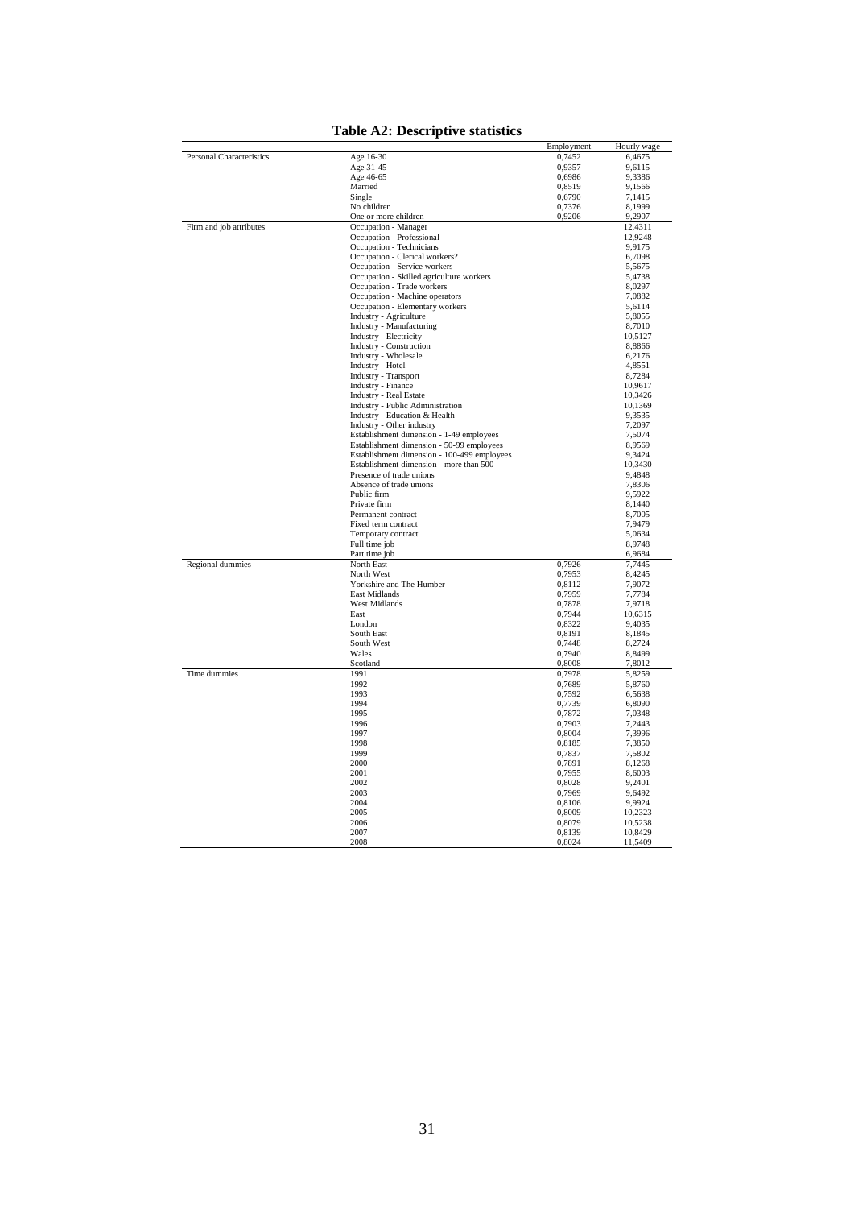**Table A2: Descriptive statistics**

| | | Employment | Hourly wage |
|---|---|---|---|
| Personal Characteristics | Age 16-30 | 0,7452 | 6,4675 |
| | Age 31-45 | 0,9357 | 9,6115 |
| | Age 46-65 | 0,6986 | 9,3386 |
| | Married | 0,8519 | 9,1566 |
| | Single | 0,6790 | 7,1415 |
| | No children | 0,7376 | 8,1999 |
| | One or more children | 0,9206 | 9,2907 |
| Firm and job attributes | Occupation - Manager | | 12,4311 |
| | Occupation - Professional | | 12,9248 |
| | Occupation - Technicians | | 9,9175 |
| | Occupation - Clerical workers? | | 6,7098 |
| | Occupation - Service workers | | 5,5675 |
| | Occupation - Skilled agriculture workers | | 5,4738 |
| | Occupation - Trade workers | | 8,0297 |
| | Occupation - Machine operators | | 7,0882 |
| | Occupation - Elementary workers | | 5,6114 |
| | Industry - Agriculture | | 5,8055 |
| | Industry - Manufacturing | | 8,7010 |
| | Industry - Electricity | | 10,5127 |
| | Industry - Construction | | 8,8866 |
| | Industry - Wholesale | | 6,2176 |
| | Industry - Hotel | | 4,8551 |
| | Industry - Transport | | 8,7284 |
| | Industry - Finance | | 10,9617 |
| | Industry - Real Estate | | 10,3426 |
| | Industry - Public Administration | | 10,1369 |
| | Industry - Education & Health | | 9,3535 |
| | Industry - Other industry | | 7,2097 |
| | Establishment dimension - 1-49 employees | | 7,5074 |
| | Establishment dimension - 50-99 employees | | 8,9569 |
| | Establishment dimension - 100-499 employees | | 9,3424 |
| | Establishment dimension - more than 500 | | 10,3430 |
| | Presence of trade unions | | 9,4848 |
| | Absence of trade unions | | 7,8306 |
| | Public firm | | 9,5922 |
| | Private firm | | 8,1440 |
| | Permanent contract | | 8,7005 |
| | Fixed term contract | | 7,9479 |
| | Temporary contract | | 5,0634 |
| | Full time job | | 8,9748 |
| | Part time job | | 6,9684 |
| Regional dummies | North East | 0,7926 | 7,7445 |
| | North West | 0,7953 | 8,4245 |
| | Yorkshire and The Humber | 0,8112 | 7,9072 |
| | East Midlands | 0,7959 | 7,7784 |
| | West Midlands | 0,7878 | 7,9718 |
| | East | 0,7944 | 10,6315 |
| | London | 0,8322 | 9,4035 |
| | South East | 0,8191 | 8,1845 |
| | South West | 0,7448 | 8,2724 |
| | Wales | 0,7940 | 8,8499 |
| | Scotland | 0,8008 | 7,8012 |
| Time dummies | 1991 | 0,7978 | 5,8259 |
| | 1992 | 0,7689 | 5,8760 |
| | 1993 | 0,7592 | 6,5638 |
| | 1994 | 0,7739 | 6,8090 |
| | 1995 | 0,7872 | 7,0348 |
| | 1996 | 0,7903 | 7,2443 |
| | 1997 | 0,8004 | 7,3996 |
| | 1998 | 0,8185 | 7,3850 |
| | 1999 | 0,7837 | 7,5802 |
| | 2000 | 0,7891 | 8,1268 |
| | 2001 | 0,7955 | 8,6003 |
| | 2002 | 0,8028 | 9,2401 |
| | 2003 | 0,7969 | 9,6492 |
| | 2004 | 0,8106 | 9,9924 |
| | 2005 | 0,8009 | 10,2323 |
| | 2006 | 0,8079 | 10,5238 |
| | 2007 | 0,8139 | 10,8429 |
| | 2008 | 0,8024 | 11,5409 |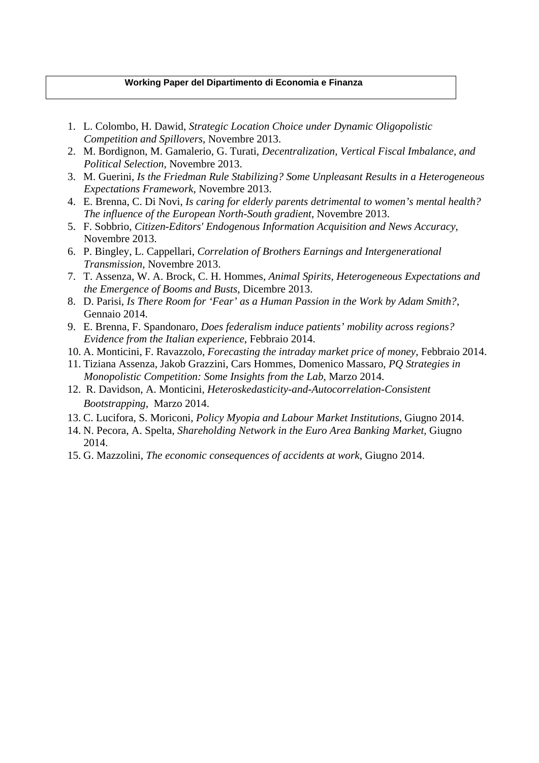**Working Paper del Dipartimento di Economia e Finanza**

1. L. Colombo, H. Dawid, *Strategic Location Choice under Dynamic Oligopolistic Competition and Spillovers*, Novembre 2013.
2. M. Bordignon, M. Gamalerio, G. Turati, *Decentralization, Vertical Fiscal Imbalance, and Political Selection*, Novembre 2013.
3. M. Guerini, *Is the Friedman Rule Stabilizing? Some Unpleasant Results in a Heterogeneous Expectations Framework*, Novembre 2013.
4. E. Brenna, C. Di Novi, *Is caring for elderly parents detrimental to women's mental health? The influence of the European North-South gradient*, Novembre 2013.
5. F. Sobbrio, *Citizen-Editors' Endogenous Information Acquisition and News Accuracy*, Novembre 2013.
6. P. Bingley, L. Cappellari, *Correlation of Brothers Earnings and Intergenerational Transmission*, Novembre 2013.
7. T. Assenza, W. A. Brock, C. H. Hommes, *Animal Spirits, Heterogeneous Expectations and the Emergence of Booms and Busts*, Dicembre 2013.
8. D. Parisi, *Is There Room for 'Fear' as a Human Passion in the Work by Adam Smith?*, Gennaio 2014.
9. E. Brenna, F. Spandonaro, *Does federalism induce patients' mobility across regions? Evidence from the Italian experience*, Febbraio 2014.
10. A. Monticini, F. Ravazzolo, *Forecasting the intraday market price of money*, Febbraio 2014.
11. Tiziana Assenza, Jakob Grazzini, Cars Hommes, Domenico Massaro, *PQ Strategies in Monopolistic Competition: Some Insights from the Lab*, Marzo 2014.
12. R. Davidson, A. Monticini, *Heteroskedasticity-and-Autocorrelation-Consistent Bootstrapping*, Marzo 2014.
13. C. Lucifora, S. Moriconi, *Policy Myopia and Labour Market Institutions*, Giugno 2014.
14. N. Pecora, A. Spelta, *Shareholding Network in the Euro Area Banking Market*, Giugno 2014.
15. G. Mazzolini, *The economic consequences of accidents at work*, Giugno 2014.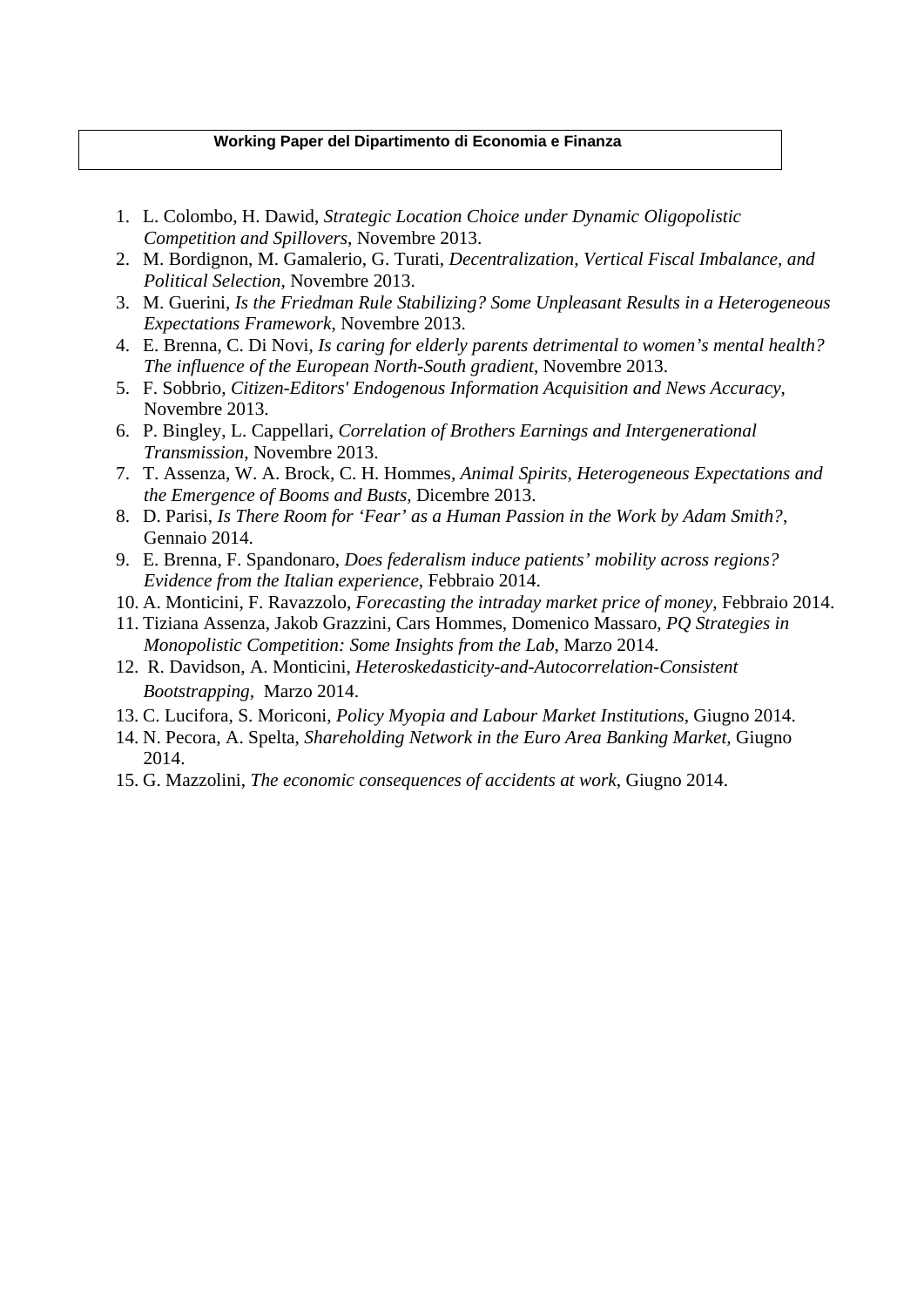**Working Paper del Dipartimento di Economia e Finanza**

1. L. Colombo, H. Dawid, *Strategic Location Choice under Dynamic Oligopolistic Competition and Spillovers*, Novembre 2013.
2. M. Bordignon, M. Gamalerio, G. Turati, *Decentralization, Vertical Fiscal Imbalance, and Political Selection*, Novembre 2013.
3. M. Guerini, *Is the Friedman Rule Stabilizing? Some Unpleasant Results in a Heterogeneous Expectations Framework*, Novembre 2013.
4. E. Brenna, C. Di Novi, *Is caring for elderly parents detrimental to women's mental health? The influence of the European North-South gradient*, Novembre 2013.
5. F. Sobbrio, *Citizen-Editors' Endogenous Information Acquisition and News Accuracy*, Novembre 2013.
6. P. Bingley, L. Cappellari, *Correlation of Brothers Earnings and Intergenerational Transmission*, Novembre 2013.
7. T. Assenza, W. A. Brock, C. H. Hommes, *Animal Spirits, Heterogeneous Expectations and the Emergence of Booms and Busts*, Dicembre 2013.
8. D. Parisi, *Is There Room for 'Fear' as a Human Passion in the Work by Adam Smith?*, Gennaio 2014.
9. E. Brenna, F. Spandonaro, *Does federalism induce patients' mobility across regions? Evidence from the Italian experience*, Febbraio 2014.
10. A. Monticini, F. Ravazzolo, *Forecasting the intraday market price of money*, Febbraio 2014.
11. Tiziana Assenza, Jakob Grazzini, Cars Hommes, Domenico Massaro, *PQ Strategies in Monopolistic Competition: Some Insights from the Lab*, Marzo 2014.
12. R. Davidson, A. Monticini, *Heteroskedasticity-and-Autocorrelation-Consistent Bootstrapping*, Marzo 2014.
13. C. Lucifora, S. Moriconi, *Policy Myopia and Labour Market Institutions*, Giugno 2014.
14. N. Pecora, A. Spelta, *Shareholding Network in the Euro Area Banking Market*, Giugno 2014.
15. G. Mazzolini, *The economic consequences of accidents at work*, Giugno 2014.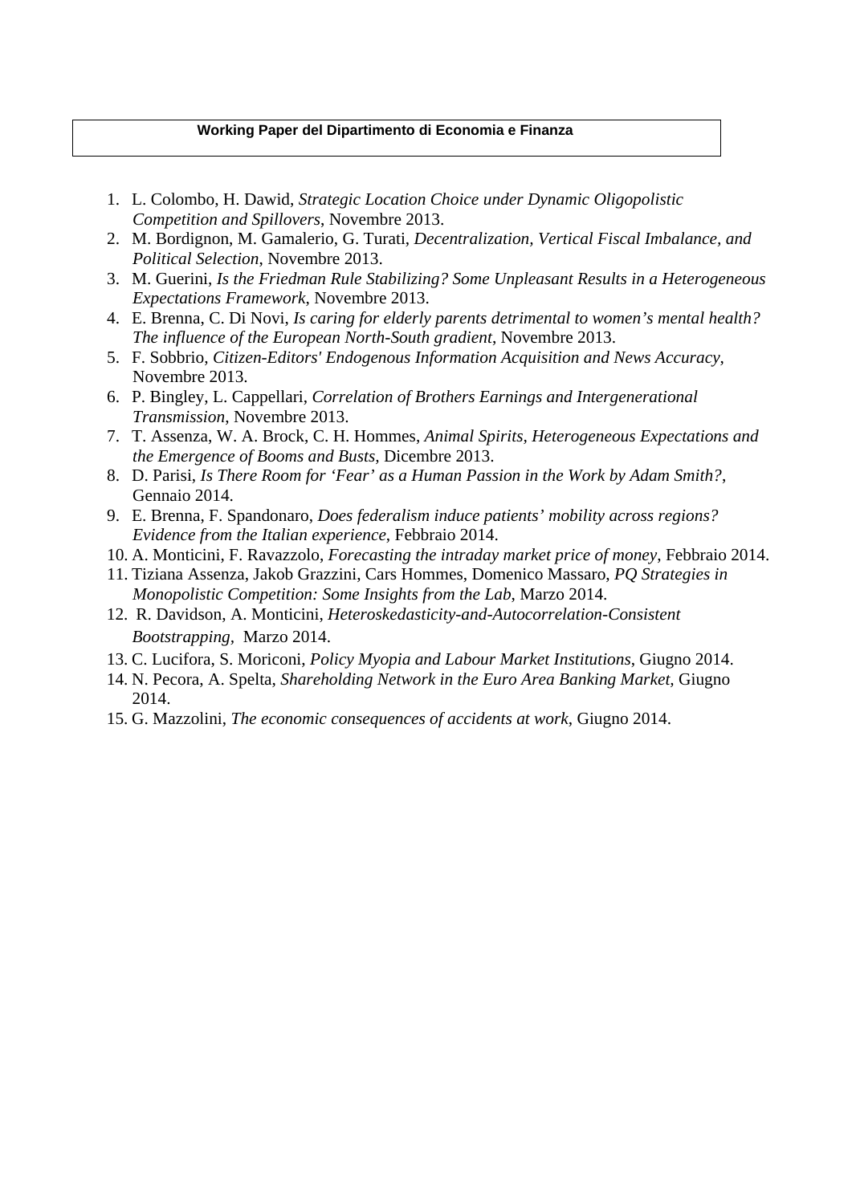**Working Paper del Dipartimento di Economia e Finanza**

1. L. Colombo, H. Dawid, *Strategic Location Choice under Dynamic Oligopolistic Competition and Spillovers*, Novembre 2013.
2. M. Bordignon, M. Gamalerio, G. Turati, *Decentralization, Vertical Fiscal Imbalance, and Political Selection*, Novembre 2013.
3. M. Guerini, *Is the Friedman Rule Stabilizing? Some Unpleasant Results in a Heterogeneous Expectations Framework*, Novembre 2013.
4. E. Brenna, C. Di Novi, *Is caring for elderly parents detrimental to women's mental health? The influence of the European North-South gradient*, Novembre 2013.
5. F. Sobbrio, *Citizen-Editors' Endogenous Information Acquisition and News Accuracy*, Novembre 2013.
6. P. Bingley, L. Cappellari, *Correlation of Brothers Earnings and Intergenerational Transmission*, Novembre 2013.
7. T. Assenza, W. A. Brock, C. H. Hommes, *Animal Spirits, Heterogeneous Expectations and the Emergence of Booms and Busts*, Dicembre 2013.
8. D. Parisi, *Is There Room for 'Fear' as a Human Passion in the Work by Adam Smith?*, Gennaio 2014.
9. E. Brenna, F. Spandonaro, *Does federalism induce patients' mobility across regions? Evidence from the Italian experience*, Febbraio 2014.
10. A. Monticini, F. Ravazzolo, *Forecasting the intraday market price of money*, Febbraio 2014.
11. Tiziana Assenza, Jakob Grazzini, Cars Hommes, Domenico Massaro, *PQ Strategies in Monopolistic Competition: Some Insights from the Lab*, Marzo 2014.
12. R. Davidson, A. Monticini, *Heteroskedasticity-and-Autocorrelation-Consistent Bootstrapping*, Marzo 2014.
13. C. Lucifora, S. Moriconi, *Policy Myopia and Labour Market Institutions*, Giugno 2014.
14. N. Pecora, A. Spelta, *Shareholding Network in the Euro Area Banking Market*, Giugno 2014.
15. G. Mazzolini, *The economic consequences of accidents at work*, Giugno 2014.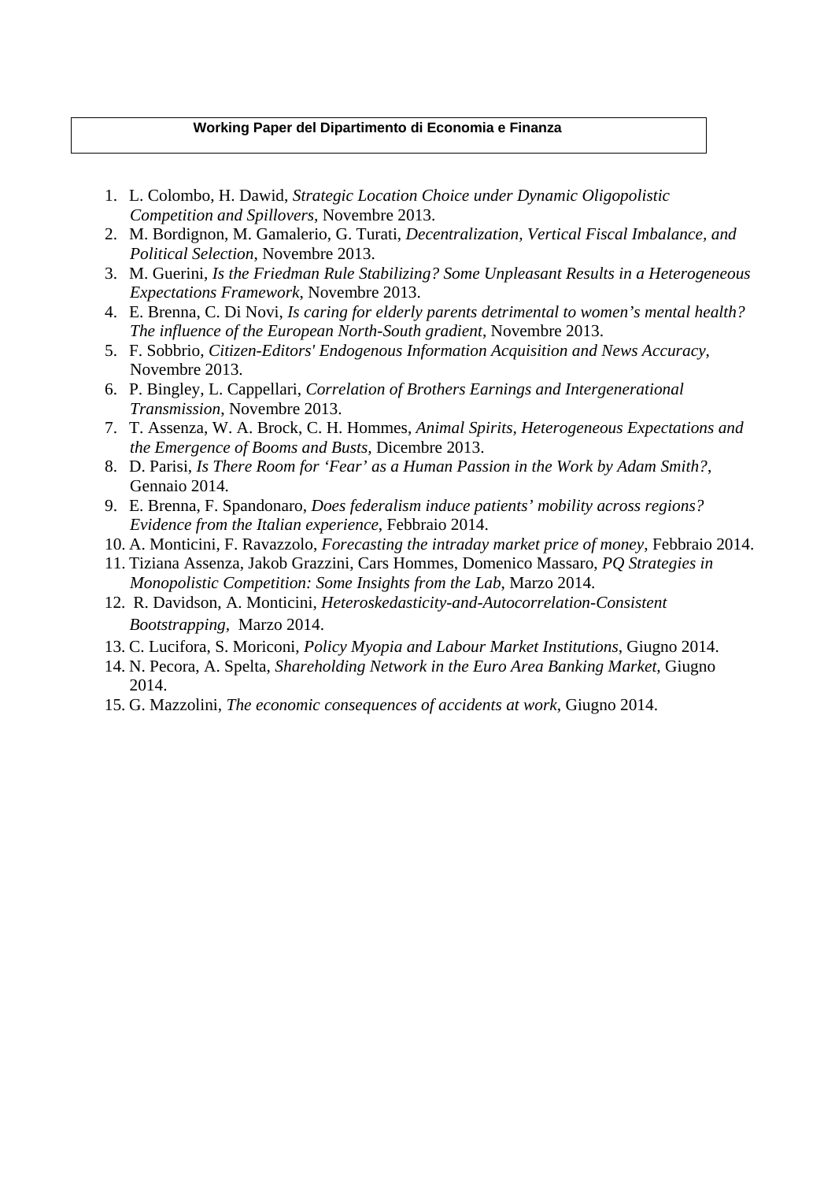**Working Paper del Dipartimento di Economia e Finanza**

1. L. Colombo, H. Dawid, *Strategic Location Choice under Dynamic Oligopolistic Competition and Spillovers*, Novembre 2013.
2. M. Bordignon, M. Gamalerio, G. Turati, *Decentralization, Vertical Fiscal Imbalance, and Political Selection*, Novembre 2013.
3. M. Guerini, *Is the Friedman Rule Stabilizing? Some Unpleasant Results in a Heterogeneous Expectations Framework*, Novembre 2013.
4. E. Brenna, C. Di Novi, *Is caring for elderly parents detrimental to women's mental health? The influence of the European North-South gradient*, Novembre 2013.
5. F. Sobbrio, *Citizen-Editors' Endogenous Information Acquisition and News Accuracy*, Novembre 2013.
6. P. Bingley, L. Cappellari, *Correlation of Brothers Earnings and Intergenerational Transmission*, Novembre 2013.
7. T. Assenza, W. A. Brock, C. H. Hommes, *Animal Spirits, Heterogeneous Expectations and the Emergence of Booms and Busts*, Dicembre 2013.
8. D. Parisi, *Is There Room for 'Fear' as a Human Passion in the Work by Adam Smith?*, Gennaio 2014.
9. E. Brenna, F. Spandonaro, *Does federalism induce patients' mobility across regions? Evidence from the Italian experience*, Febbraio 2014.
10. A. Monticini, F. Ravazzolo, *Forecasting the intraday market price of money*, Febbraio 2014.
11. Tiziana Assenza, Jakob Grazzini, Cars Hommes, Domenico Massaro, *PQ Strategies in Monopolistic Competition: Some Insights from the Lab*, Marzo 2014.
12. R. Davidson, A. Monticini, *Heteroskedasticity-and-Autocorrelation-Consistent Bootstrapping*, Marzo 2014.
13. C. Lucifora, S. Moriconi, *Policy Myopia and Labour Market Institutions*, Giugno 2014.
14. N. Pecora, A. Spelta, *Shareholding Network in the Euro Area Banking Market*, Giugno 2014.
15. G. Mazzolini, *The economic consequences of accidents at work*, Giugno 2014.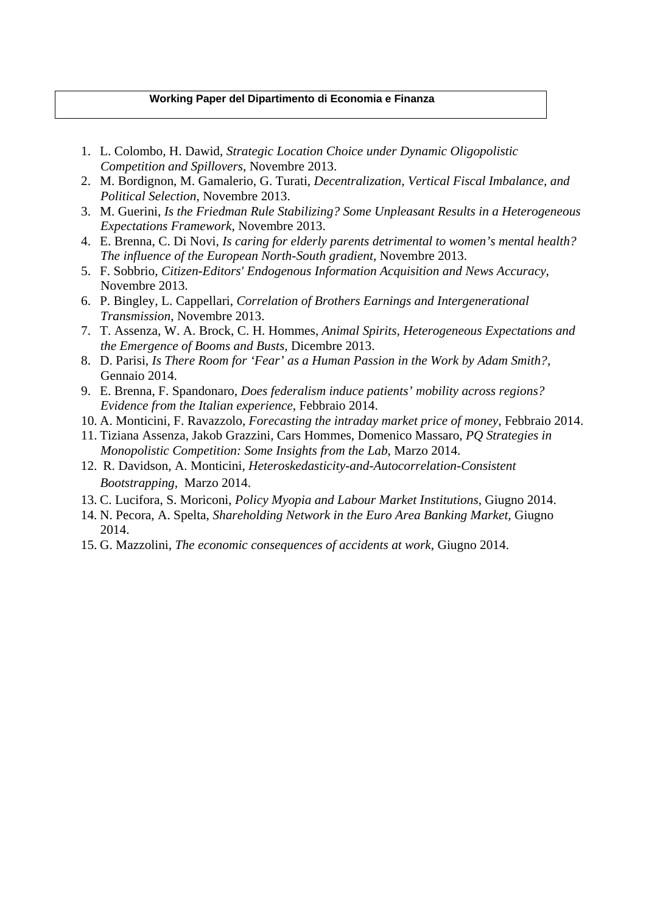**Working Paper del Dipartimento di Economia e Finanza**

1. L. Colombo, H. Dawid, *Strategic Location Choice under Dynamic Oligopolistic Competition and Spillovers*, Novembre 2013.
2. M. Bordignon, M. Gamalerio, G. Turati, *Decentralization, Vertical Fiscal Imbalance, and Political Selection*, Novembre 2013.
3. M. Guerini, *Is the Friedman Rule Stabilizing? Some Unpleasant Results in a Heterogeneous Expectations Framework*, Novembre 2013.
4. E. Brenna, C. Di Novi, *Is caring for elderly parents detrimental to women's mental health? The influence of the European North-South gradient*, Novembre 2013.
5. F. Sobbrio, *Citizen-Editors' Endogenous Information Acquisition and News Accuracy*, Novembre 2013.
6. P. Bingley, L. Cappellari, *Correlation of Brothers Earnings and Intergenerational Transmission*, Novembre 2013.
7. T. Assenza, W. A. Brock, C. H. Hommes, *Animal Spirits, Heterogeneous Expectations and the Emergence of Booms and Busts*, Dicembre 2013.
8. D. Parisi, *Is There Room for 'Fear' as a Human Passion in the Work by Adam Smith?*, Gennaio 2014.
9. E. Brenna, F. Spandonaro, *Does federalism induce patients' mobility across regions? Evidence from the Italian experience*, Febbraio 2014.
10. A. Monticini, F. Ravazzolo, *Forecasting the intraday market price of money*, Febbraio 2014.
11. Tiziana Assenza, Jakob Grazzini, Cars Hommes, Domenico Massaro, *PQ Strategies in Monopolistic Competition: Some Insights from the Lab*, Marzo 2014.
12. R. Davidson, A. Monticini, *Heteroskedasticity-and-Autocorrelation-Consistent Bootstrapping*, Marzo 2014.
13. C. Lucifora, S. Moriconi, *Policy Myopia and Labour Market Institutions*, Giugno 2014.
14. N. Pecora, A. Spelta, *Shareholding Network in the Euro Area Banking Market*, Giugno 2014.
15. G. Mazzolini, *The economic consequences of accidents at work*, Giugno 2014.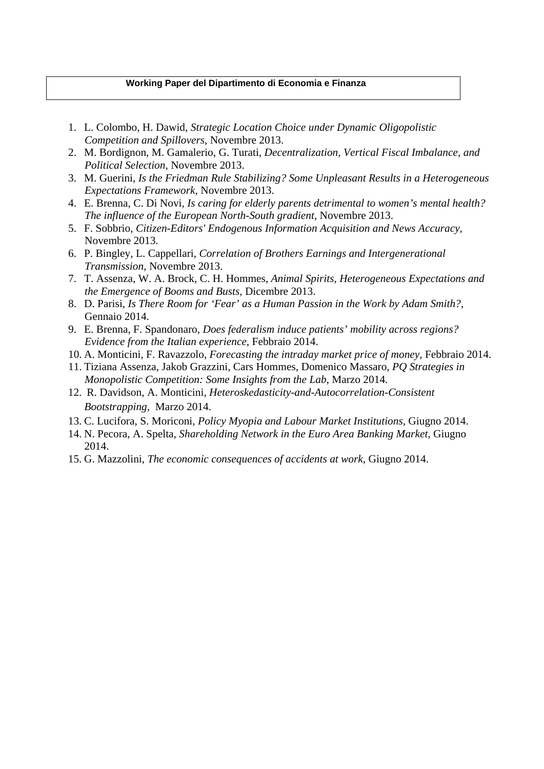**Working Paper del Dipartimento di Economia e Finanza**

1. L. Colombo, H. Dawid, *Strategic Location Choice under Dynamic Oligopolistic Competition and Spillovers*, Novembre 2013.
2. M. Bordignon, M. Gamalerio, G. Turati, *Decentralization, Vertical Fiscal Imbalance, and Political Selection*, Novembre 2013.
3. M. Guerini, *Is the Friedman Rule Stabilizing? Some Unpleasant Results in a Heterogeneous Expectations Framework*, Novembre 2013.
4. E. Brenna, C. Di Novi, *Is caring for elderly parents detrimental to women's mental health? The influence of the European North-South gradient*, Novembre 2013.
5. F. Sobbrio, *Citizen-Editors' Endogenous Information Acquisition and News Accuracy*, Novembre 2013.
6. P. Bingley, L. Cappellari, *Correlation of Brothers Earnings and Intergenerational Transmission*, Novembre 2013.
7. T. Assenza, W. A. Brock, C. H. Hommes, *Animal Spirits, Heterogeneous Expectations and the Emergence of Booms and Busts*, Dicembre 2013.
8. D. Parisi, *Is There Room for 'Fear' as a Human Passion in the Work by Adam Smith?*, Gennaio 2014.
9. E. Brenna, F. Spandonaro, *Does federalism induce patients' mobility across regions? Evidence from the Italian experience*, Febbraio 2014.
10. A. Monticini, F. Ravazzolo, *Forecasting the intraday market price of money*, Febbraio 2014.
11. Tiziana Assenza, Jakob Grazzini, Cars Hommes, Domenico Massaro, *PQ Strategies in Monopolistic Competition: Some Insights from the Lab*, Marzo 2014.
12. R. Davidson, A. Monticini, *Heteroskedasticity-and-Autocorrelation-Consistent Bootstrapping*, Marzo 2014.
13. C. Lucifora, S. Moriconi, *Policy Myopia and Labour Market Institutions*, Giugno 2014.
14. N. Pecora, A. Spelta, *Shareholding Network in the Euro Area Banking Market*, Giugno 2014.
15. G. Mazzolini, *The economic consequences of accidents at work*, Giugno 2014.